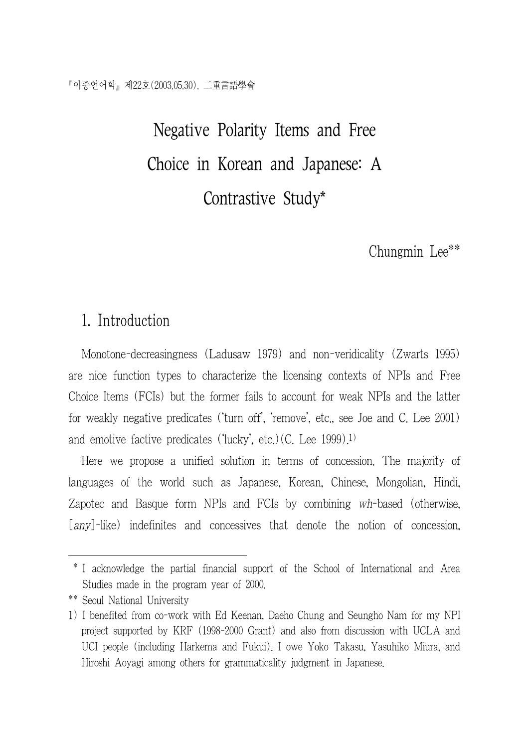『이중언어학』 제22호(2003.05.30). 二重言語學會

# Negative Polarity Items and Free Choice in Korean and Japanese: A Contrastive Study*

Chungmin Lee**

## 1. Introduction

Monotone-decreasingness (Ladusaw 1979) and non-veridicality (Zwarts 1995) are nice function types to characterize the licensing contexts of NPIs and Free Choice Items (FCIs) but the former fails to account for weak NPIs and the latter for weakly negative predicates ('turn off', 'remove', etc., see Joe and C. Lee 2001) and emotive factive predicates ('lucky', etc.)(C. Lee 1999).[1)]

Here we propose a unified solution in terms of concession. The majority of languages of the world such as Japanese, Korean, Chinese, Mongolian, Hindi, Zapotec and Basque form NPIs and FCIs by combining *wh*-based (otherwise, [*any*]-like) indefinites and concessives that denote the notion of concession,

---

\* I acknowledge the partial financial support of the School of International and Area Studies made in the program year of 2000.

\** Seoul National University

1) I benefited from co-work with Ed Keenan, Daeho Chung and Seungho Nam for my NPI project supported by KRF (1998-2000 Grant) and also from discussion with UCLA and UCI people (including Harkema and Fukui). I owe Yoko Takasu, Yasuhiko Miura, and Hiroshi Aoyagi among others for grammaticality judgment in Japanese.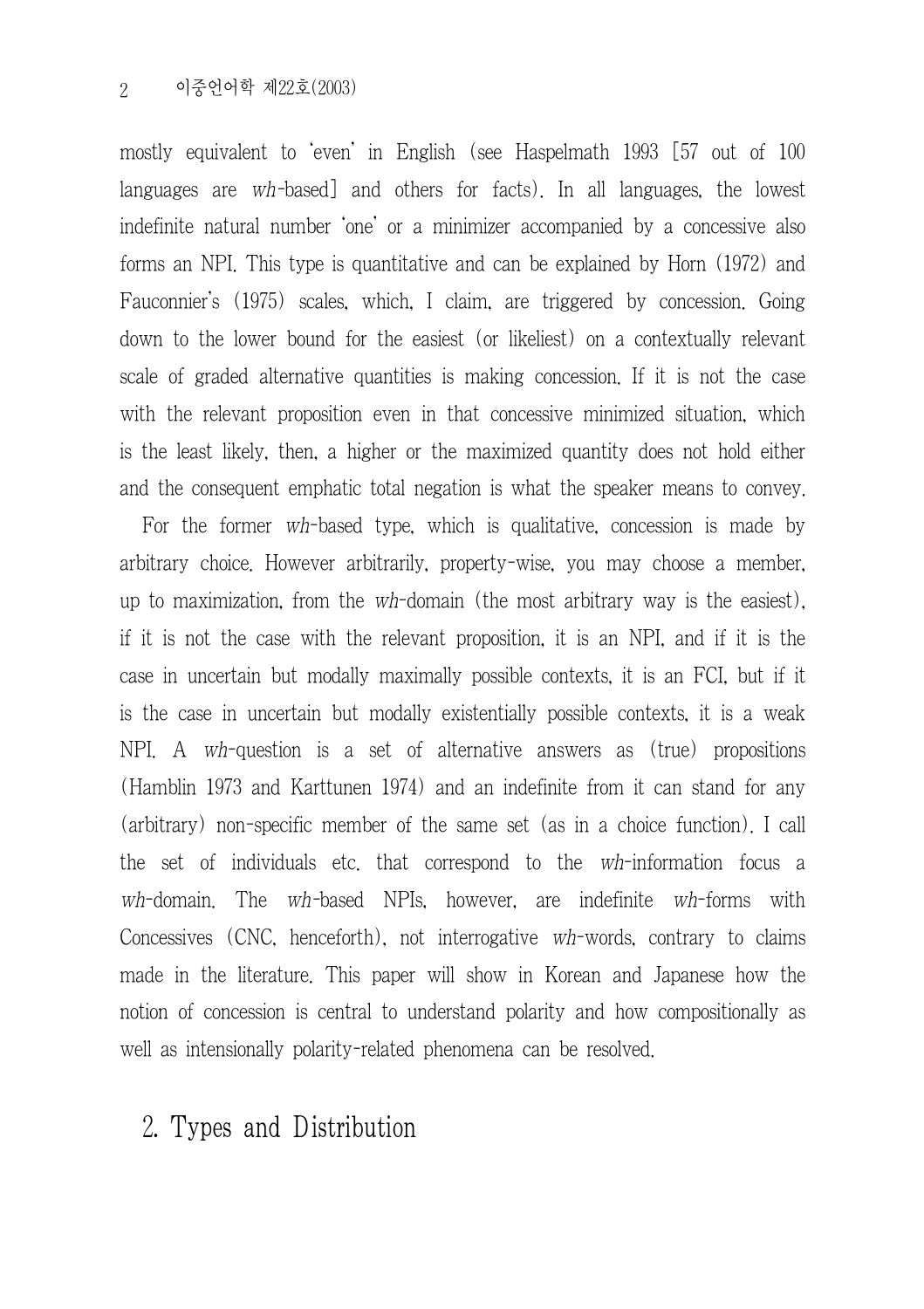mostly equivalent to 'even' in English (see Haspelmath 1993 [57 out of 100 languages are *wh*-based] and others for facts). In all languages, the lowest indefinite natural number 'one' or a minimizer accompanied by a concessive also forms an NPI. This type is quantitative and can be explained by Horn (1972) and Fauconnier's (1975) scales, which, I claim, are triggered by concession. Going down to the lower bound for the easiest (or likeliest) on a contextually relevant scale of graded alternative quantities is making concession. If it is not the case with the relevant proposition even in that concessive minimized situation, which is the least likely, then, a higher or the maximized quantity does not hold either and the consequent emphatic total negation is what the speaker means to convey.

For the former *wh*-based type, which is qualitative, concession is made by arbitrary choice. However arbitrarily, property-wise, you may choose a member, up to maximization, from the *wh*-domain (the most arbitrary way is the easiest), if it is not the case with the relevant proposition, it is an NPI, and if it is the case in uncertain but modally maximally possible contexts, it is an FCI, but if it is the case in uncertain but modally existentially possible contexts, it is a weak NPI. A *wh*-question is a set of alternative answers as (true) propositions (Hamblin 1973 and Karttunen 1974) and an indefinite from it can stand for any (arbitrary) non-specific member of the same set (as in a choice function). I call the set of individuals etc. that correspond to the *wh*-information focus a *wh*-domain. The *wh*-based NPIs, however, are indefinite *wh*-forms with Concessives (CNC, henceforth), not interrogative *wh*-words, contrary to claims made in the literature. This paper will show in Korean and Japanese how the notion of concession is central to understand polarity and how compositionally as well as intensionally polarity-related phenomena can be resolved.

## 2. Types and Distribution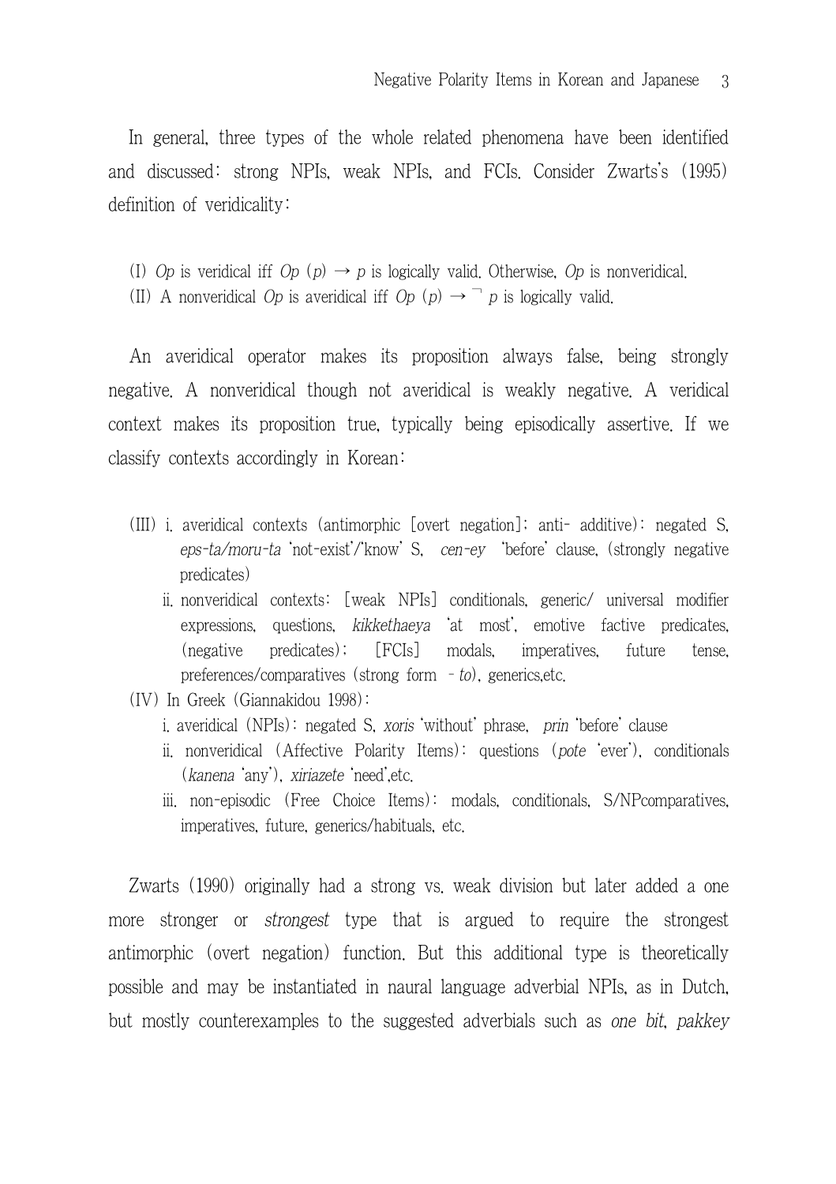In general, three types of the whole related phenomena have been identified and discussed: strong NPIs, weak NPIs, and FCIs. Consider Zwarts's (1995) definition of veridicality:

(I) *Op* is veridical iff *Op* $(p) \rightarrow p$ is logically valid. Otherwise, *Op* is nonveridical.
(II) A nonveridical *Op* is averidical iff *Op* $(p) \rightarrow \neg\, p$ is logically valid.

An averidical operator makes its proposition always false, being strongly negative. A nonveridical though not averidical is weakly negative. A veridical context makes its proposition true, typically being episodically assertive. If we classify contexts accordingly in Korean:

(III) i. averidical contexts (antimorphic [overt negation]; anti- additive): negated S, *eps-ta/moru-ta* 'not-exist'/'know' S, *cen-ey* 'before' clause, (strongly negative predicates)
ii. nonveridical contexts: [weak NPIs] conditionals, generic/ universal modifier expressions, questions, *kikkethaeya* 'at most', emotive factive predicates, (negative predicates); [FCIs] modals, imperatives, future tense, preferences/comparatives (strong form -*to*), generics,etc.

(IV) In Greek (Giannakidou 1998):
i. averidical (NPIs): negated S, *xoris* 'without' phrase, *prin* 'before' clause
ii. nonveridical (Affective Polarity Items): questions (*pote* 'ever'), conditionals (*kanena* 'any'), *xiriazete* 'need',etc.
iii. non-episodic (Free Choice Items): modals, conditionals, S/NPcomparatives, imperatives, future, generics/habituals, etc.

Zwarts (1990) originally had a strong vs. weak division but later added a one more stronger or *strongest* type that is argued to require the strongest antimorphic (overt negation) function. But this additional type is theoretically possible and may be instantiated in naural language adverbial NPIs, as in Dutch, but mostly counterexamples to the suggested adverbials such as *one bit*, *pakkey*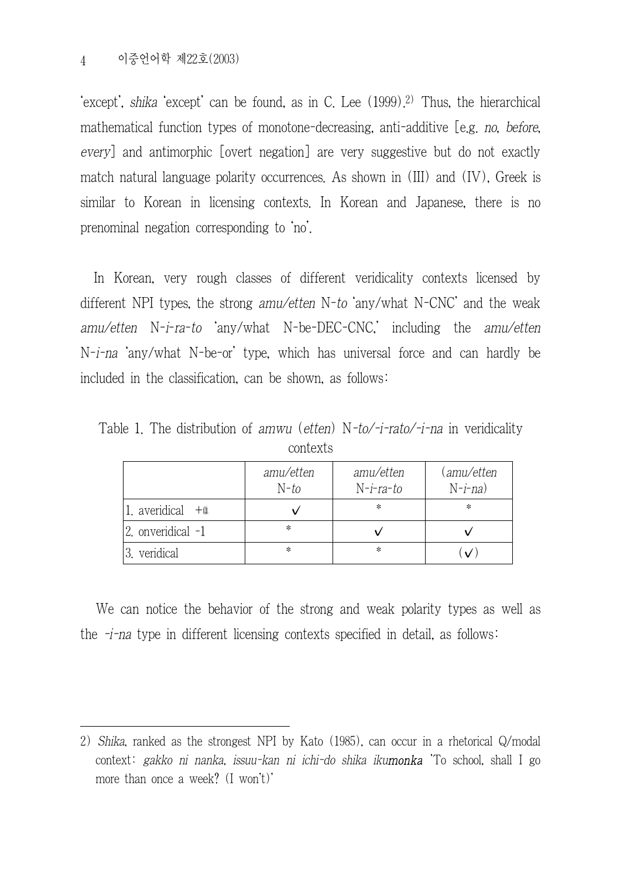'except', *shika* 'except' can be found, as in C. Lee (1999).[2] Thus, the hierarchical mathematical function types of monotone-decreasing, anti-additive [e.g. *no*, *before*, *every*] and antimorphic [overt negation] are very suggestive but do not exactly match natural language polarity occurrences. As shown in (III) and (IV), Greek is similar to Korean in licensing contexts. In Korean and Japanese, there is no prenominal negation corresponding to 'no'.

In Korean, very rough classes of different veridicality contexts licensed by different NPI types, the strong *amu/etten* N-*to* 'any/what N-CNC' and the weak *amu/etten* N-*i-ra-to* 'any/what N-be-DEC-CNC,' including the *amu/etten* N-*i-na* 'any/what N-be-or' type, which has universal force and can hardly be included in the classification, can be shown, as follows:

Table 1. The distribution of *amwu* (*etten*) N-*to/-i-rato/-i-na* in veridicality contexts

| | *amu/etten* N-*to* | *amu/etten* N-*i-ra-to* | (*amu/etten* N-*i-na*) |
|---|---|---|---|
| 1. averidical +α | ✓ | * | * |
| 2. onveridical -1 | * | ✓ | ✓ |
| 3. veridical | * | * | (✓) |

We can notice the behavior of the strong and weak polarity types as well as the *-i-na* type in different licensing contexts specified in detail, as follows:

---

2) *Shika*, ranked as the strongest NPI by Kato (1985), can occur in a rhetorical Q/modal context: *gakko ni nanka, issuu-kan ni ichi-do shika iku**monka*** 'To school, shall I go more than once a week? (I won't)'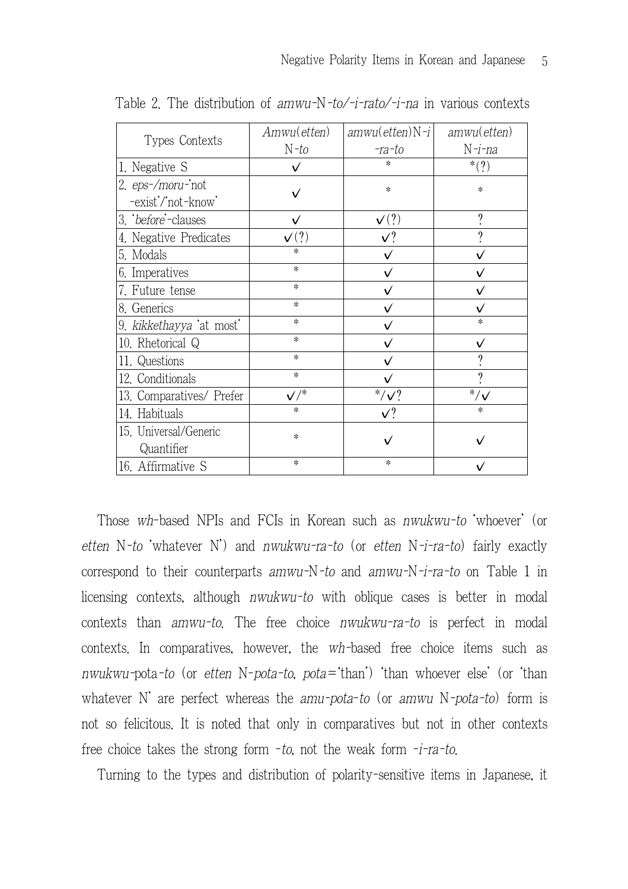Table 2. The distribution of *amwu*-N-*to/-i-rato/-i-na* in various contexts

| Types Contexts | *Amwu*(*etten*) N-*to* | *amwu*(*etten*)N-*i*-*ra*-*to* | *amwu*(*etten*) N-*i*-*na* |
|---|---|---|---|
| 1. Negative S | ✓ | * | *(?) |
| 2. *eps-/moru-*'not -exist'/'not-know' | ✓ | * | * |
| 3. '*before*'-clauses | ✓ | ✓(?) | ? |
| 4. Negative Predicates | ✓(?) | ✓? | ? |
| 5. Modals | * | ✓ | ✓ |
| 6. Imperatives | * | ✓ | ✓ |
| 7. Future tense | * | ✓ | ✓ |
| 8. Generics | * | ✓ | ✓ |
| 9. *kikkethayya* 'at most' | * | ✓ | * |
| 10. Rhetorical Q | * | ✓ | ✓ |
| 11. Questions | * | ✓ | ? |
| 12. Conditionals | * | ✓ | ? |
| 13. Comparatives/ Prefer | ✓/* | */✓? | */✓ |
| 14. Habituals | * | ✓? | * |
| 15. Universal/Generic Quantifier | * | ✓ | ✓ |
| 16. Affirmative S | * | * | ✓ |

Those *wh*-based NPIs and FCIs in Korean such as *nwukwu-to* 'whoever' (or *etten* N-*to* 'whatever N') and *nwukwu-ra-to* (or *etten* N-*i-ra-to*) fairly exactly correspond to their counterparts *amwu*-N-*to* and *amwu*-N-*i-ra-to* on Table 1 in licensing contexts, although *nwukwu-to* with oblique cases is better in modal contexts than *amwu-to*. The free choice *nwukwu-ra-to* is perfect in modal contexts. In comparatives, however, the *wh*-based free choice items such as *nwukwu*-pota-*to* (or *etten* N-*pota-to*, *pota*='than') 'than whoever else' (or 'than whatever N' are perfect whereas the *amu-pota-to* (or *amwu* N-*pota-to*) form is not so felicitous. It is noted that only in comparatives but not in other contexts free choice takes the strong form -*to*, not the weak form -*i-ra-to*.

Turning to the types and distribution of polarity-sensitive items in Japanese, it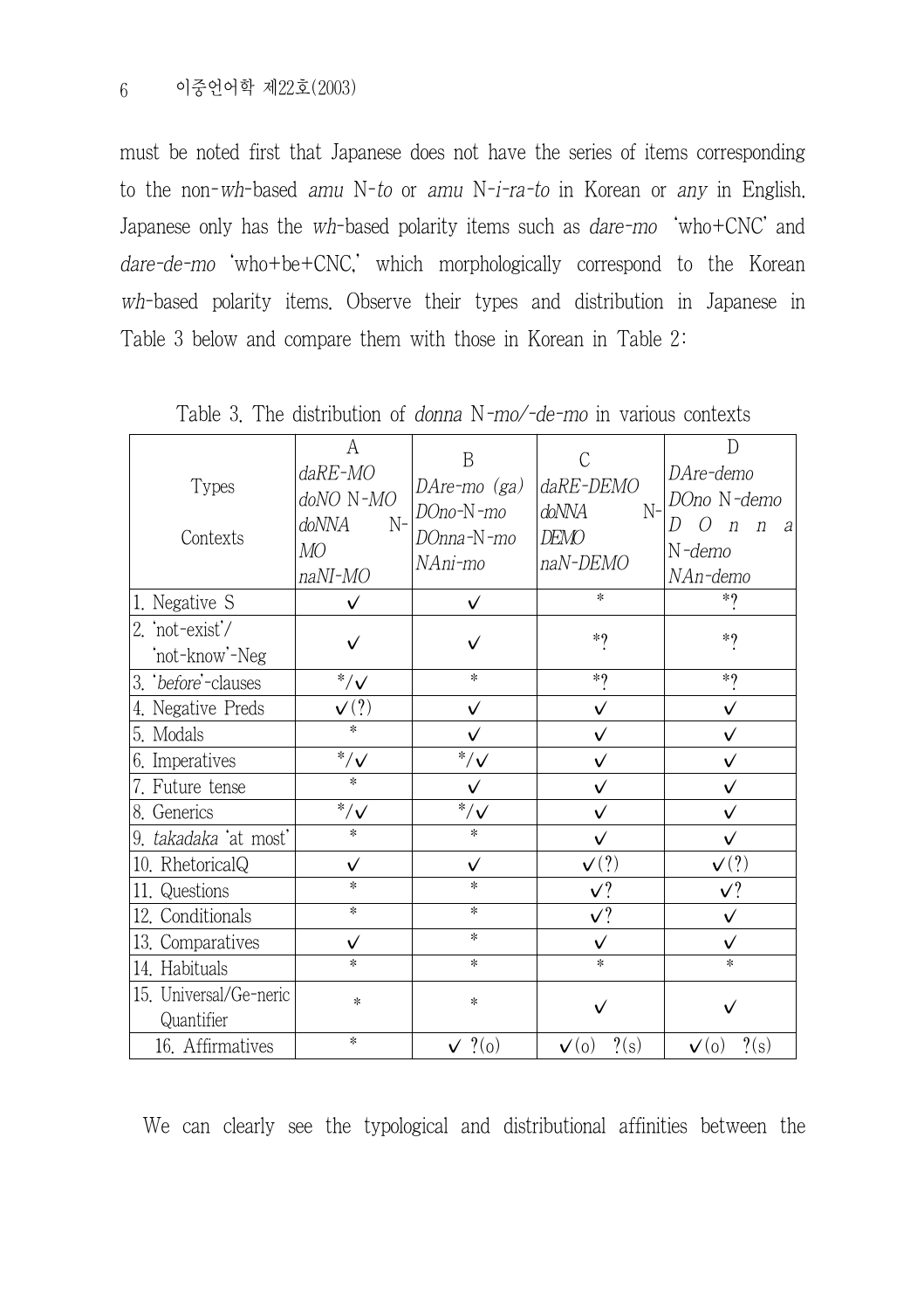must be noted first that Japanese does not have the series of items corresponding to the non-*wh*-based *amu* N-*to* or *amu* N-*i-ra-to* in Korean or *any* in English. Japanese only has the *wh*-based polarity items such as *dare-mo* 'who+CNC' and *dare-de-mo* 'who+be+CNC,' which morphologically correspond to the Korean *wh*-based polarity items. Observe their types and distribution in Japanese in Table 3 below and compare them with those in Korean in Table 2:

Table 3. The distribution of *donna* N-*mo*/-*de-mo* in various contexts

| Types / Contexts | A *daRE-MO* *doNO* N-*MO* *doNNA* N-*MO* *naNI-MO* | B *DAre-mo (ga)* *DOno*-N-*mo* *DOnna*-N-*mo* *NAni-mo* | C *daRE-DEMO* *doNNA* N-*DEMO* *naN-DEMO* | D *DAre-demo* *DOno* N-*demo* *DOnna* N-*demo* *NAn-demo* |
|---|---|---|---|---|
| 1. Negative S | ✓ | ✓ | * | *? |
| 2. 'not-exist'/ 'not-know'-Neg | ✓ | ✓ | *? | *? |
| 3. '*before*'-clauses | */✓ | * | *? | *? |
| 4. Negative Preds | ✓(?) | ✓ | ✓ | ✓ |
| 5. Modals | * | ✓ | ✓ | ✓ |
| 6. Imperatives | */✓ | */✓ | ✓ | ✓ |
| 7. Future tense | * | ✓ | ✓ | ✓ |
| 8. Generics | */✓ | */✓ | ✓ | ✓ |
| 9. *takadaka* 'at most' | * | * | ✓ | ✓ |
| 10. RhetoricalQ | ✓ | ✓ | ✓(?) | ✓(?) |
| 11. Questions | * | * | ✓? | ✓? |
| 12. Conditionals | * | * | ✓? | ✓ |
| 13. Comparatives | ✓ | * | ✓ | ✓ |
| 14. Habituals | * | * | * | * |
| 15. Universal/Ge-neric Quantifier | * | * | ✓ | ✓ |
| 16. Affirmatives | * | ✓ ?(o) | ✓(o) ?(s) | ✓(o) ?(s) |

We can clearly see the typological and distributional affinities between the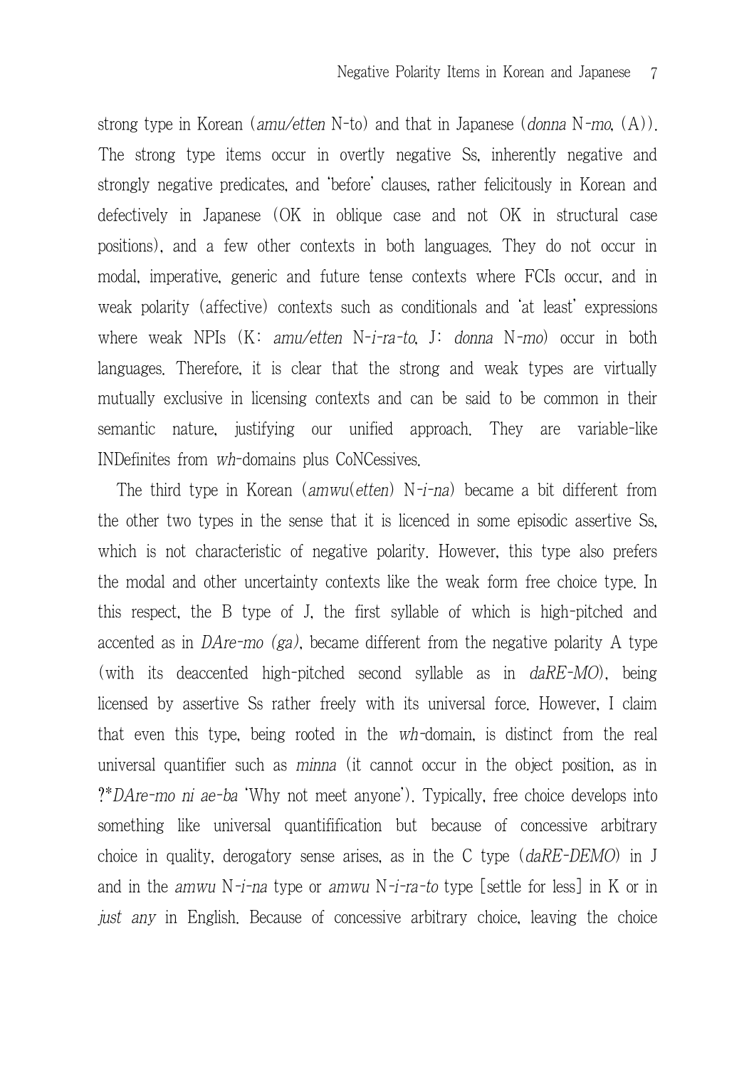strong type in Korean (*amu/etten* N-to) and that in Japanese (*donna* N-*mo*, (A)). The strong type items occur in overtly negative Ss, inherently negative and strongly negative predicates, and 'before' clauses, rather felicitously in Korean and defectively in Japanese (OK in oblique case and not OK in structural case positions), and a few other contexts in both languages. They do not occur in modal, imperative, generic and future tense contexts where FCIs occur, and in weak polarity (affective) contexts such as conditionals and 'at least' expressions where weak NPIs (K: *amu/etten* N-*i-ra-to*, J: *donna* N-*mo*) occur in both languages. Therefore, it is clear that the strong and weak types are virtually mutually exclusive in licensing contexts and can be said to be common in their semantic nature, justifying our unified approach. They are variable-like INDefinites from *wh*-domains plus CoNCessives.

The third type in Korean (*amwu*(*etten*) N-*i-na*) became a bit different from the other two types in the sense that it is licenced in some episodic assertive Ss, which is not characteristic of negative polarity. However, this type also prefers the modal and other uncertainty contexts like the weak form free choice type. In this respect, the B type of J, the first syllable of which is high-pitched and accented as in *DAre-mo (ga)*, became different from the negative polarity A type (with its deaccented high-pitched second syllable as in *daRE-MO*), being licensed by assertive Ss rather freely with its universal force. However, I claim that even this type, being rooted in the *wh*-domain, is distinct from the real universal quantifier such as *minna* (it cannot occur in the object position, as in ?\**DAre-mo ni ae-ba* 'Why not meet anyone'). Typically, free choice develops into something like universal quantifification but because of concessive arbitrary choice in quality, derogatory sense arises, as in the C type (*daRE-DEMO*) in J and in the *amwu* N-*i-na* type or *amwu* N-*i-ra-to* type [settle for less] in K or in *just any* in English. Because of concessive arbitrary choice, leaving the choice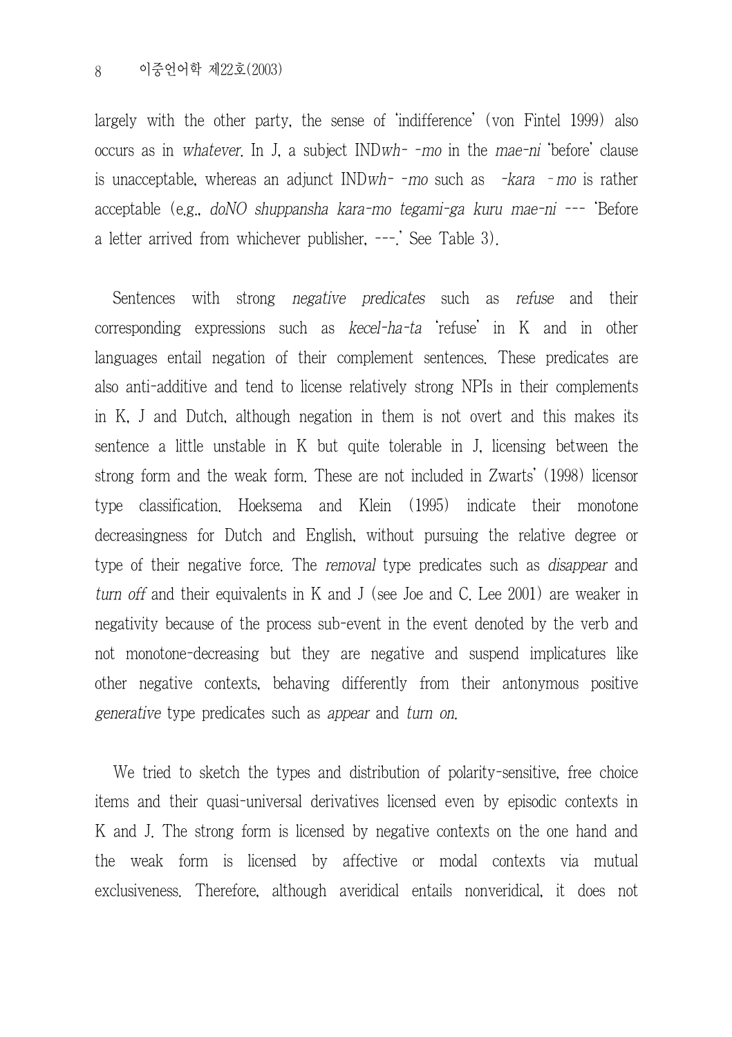largely with the other party, the sense of 'indifference' (von Fintel 1999) also occurs as in *whatever*. In J, a subject IND*wh*- -*mo* in the *mae-ni* 'before' clause is unacceptable, whereas an adjunct IND*wh*- -*mo* such as -*kara* -*mo* is rather acceptable (e.g., *doNO shuppansha kara-mo tegami-ga kuru mae-ni* --- 'Before a letter arrived from whichever publisher, ---.' See Table 3).

Sentences with strong *negative predicates* such as *refuse* and their corresponding expressions such as *kecel-ha-ta* 'refuse' in K and in other languages entail negation of their complement sentences. These predicates are also anti-additive and tend to license relatively strong NPIs in their complements in K, J and Dutch, although negation in them is not overt and this makes its sentence a little unstable in K but quite tolerable in J, licensing between the strong form and the weak form. These are not included in Zwarts' (1998) licensor type classification. Hoeksema and Klein (1995) indicate their monotone decreasingness for Dutch and English, without pursuing the relative degree or type of their negative force. The *removal* type predicates such as *disappear* and *turn off* and their equivalents in K and J (see Joe and C. Lee 2001) are weaker in negativity because of the process sub-event in the event denoted by the verb and not monotone-decreasing but they are negative and suspend implicatures like other negative contexts, behaving differently from their antonymous positive *generative* type predicates such as *appear* and *turn on*.

We tried to sketch the types and distribution of polarity-sensitive, free choice items and their quasi-universal derivatives licensed even by episodic contexts in K and J. The strong form is licensed by negative contexts on the one hand and the weak form is licensed by affective or modal contexts via mutual exclusiveness. Therefore, although averidical entails nonveridical, it does not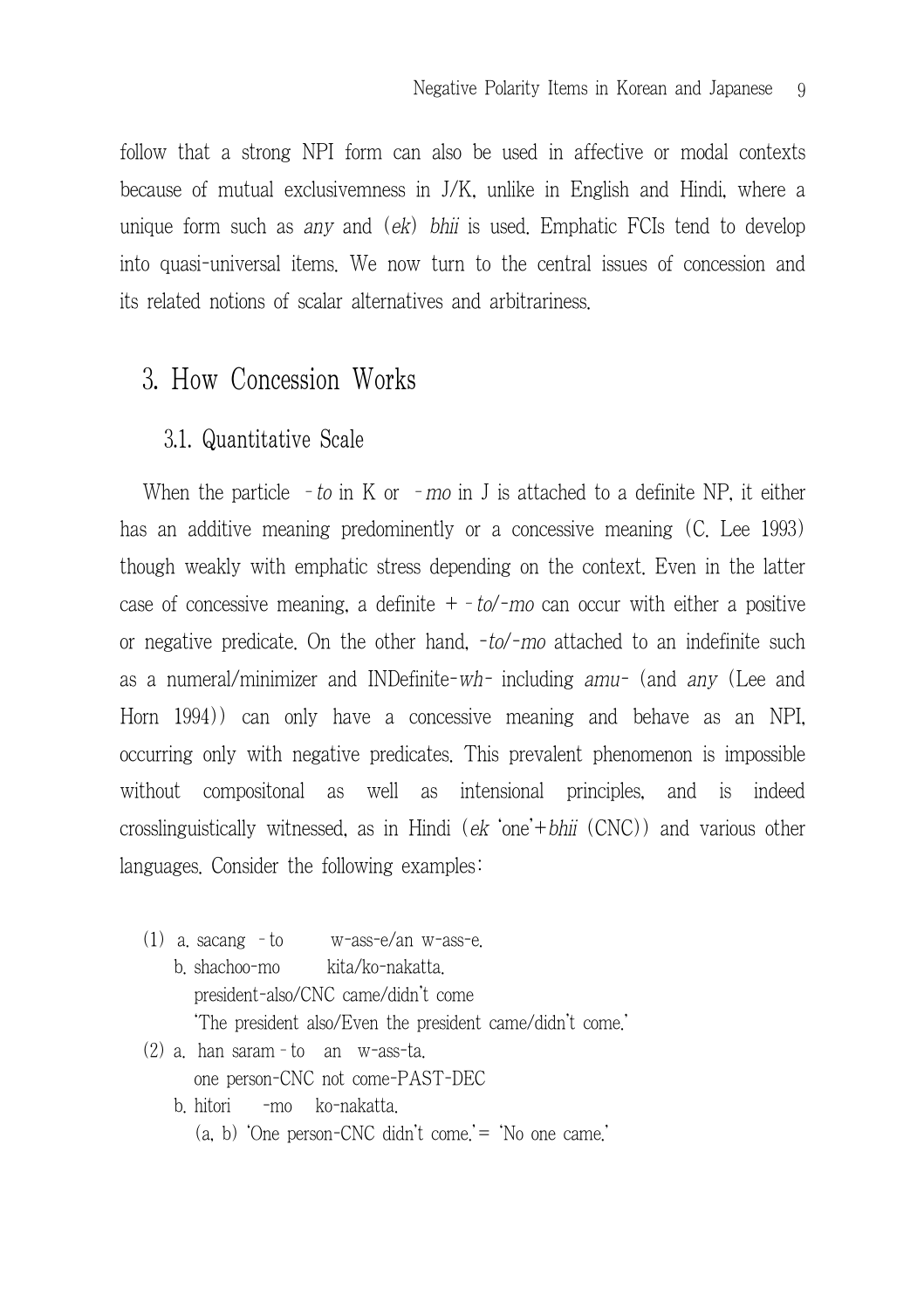follow that a strong NPI form can also be used in affective or modal contexts because of mutual exclusivemness in J/K, unlike in English and Hindi, where a unique form such as *any* and (*ek*) *bhii* is used. Emphatic FCIs tend to develop into quasi-universal items. We now turn to the central issues of concession and its related notions of scalar alternatives and arbitrariness.

## 3. How Concession Works

### 3.1. Quantitative Scale

When the particle -*to* in K or -*mo* in J is attached to a definite NP, it either has an additive meaning predominently or a concessive meaning (C. Lee 1993) though weakly with emphatic stress depending on the context. Even in the latter case of concessive meaning, a definite + -*to*/-*mo* can occur with either a positive or negative predicate. On the other hand, -*to*/-*mo* attached to an indefinite such as a numeral/minimizer and INDefinite-*wh*- including *amu*- (and *any* (Lee and Horn 1994)) can only have a concessive meaning and behave as an NPI, occurring only with negative predicates. This prevalent phenomenon is impossible without compositonal as well as intensional principles, and is indeed crosslinguistically witnessed, as in Hindi (*ek* 'one'+*bhii* (CNC)) and various other languages. Consider the following examples:

(1) a. sacang -to w-ass-e/an w-ass-e.
    b. shachoo-mo kita/ko-nakatta.
       president-also/CNC came/didn't come
       'The president also/Even the president came/didn't come.'

(2) a. han saram-to an w-ass-ta.
       one person-CNC not come-PAST-DEC
    b. hitori -mo ko-nakatta.
       (a, b) 'One person-CNC didn't come.'= 'No one came.'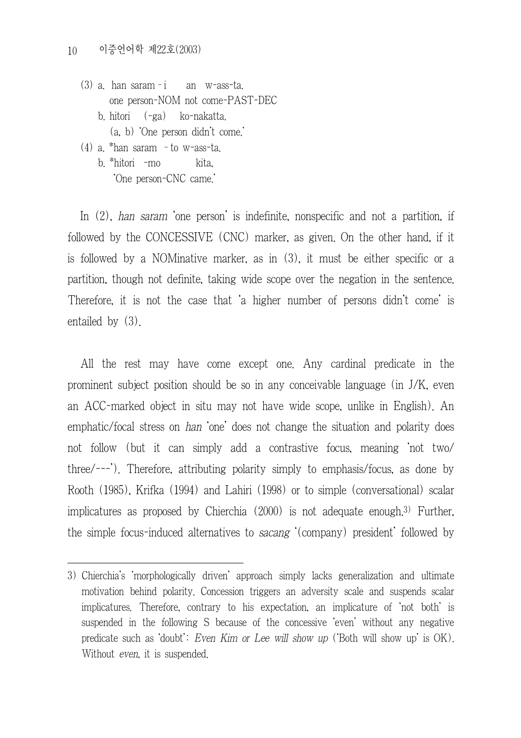(3) a. han saram - i　　an　w-ass-ta.
　　　one person-NOM not come-PAST-DEC
　　b. hitori　(-ga)　ko-nakatta.
　　　(a, b) 'One person didn't come.'

(4) a. *han saram　- to w-ass-ta.
　　b. *hitori　-mo　　　kita.
　　　'One person-CNC came.'

In (2), *han saram* 'one person' is indefinite, nonspecific and not a partition, if followed by the CONCESSIVE (CNC) marker, as given. On the other hand, if it is followed by a NOMinative marker, as in (3), it must be either specific or a partition, though not definite, taking wide scope over the negation in the sentence. Therefore, it is not the case that 'a higher number of persons didn't come' is entailed by (3).

All the rest may have come except one. Any cardinal predicate in the prominent subject position should be so in any conceivable language (in J/K, even an ACC-marked object in situ may not have wide scope, unlike in English). An emphatic/focal stress on *han* 'one' does not change the situation and polarity does not follow (but it can simply add a contrastive focus, meaning 'not two/ three/---'). Therefore, attributing polarity simply to emphasis/focus, as done by Rooth (1985), Krifka (1994) and Lahiri (1998) or to simple (conversational) scalar implicatures as proposed by Chierchia (2000) is not adequate enough.[3] Further, the simple focus-induced alternatives to *sacang* '(company) president' followed by

---

3) Chierchia's 'morphologically driven' approach simply lacks generalization and ultimate motivation behind polarity. Concession triggers an adversity scale and suspends scalar implicatures. Therefore, contrary to his expectation, an implicature of 'not both' is suspended in the following S because of the concessive 'even' without any negative predicate such as 'doubt': *Even Kim or Lee will show up* ('Both will show up' is OK). Without *even*, it is suspended.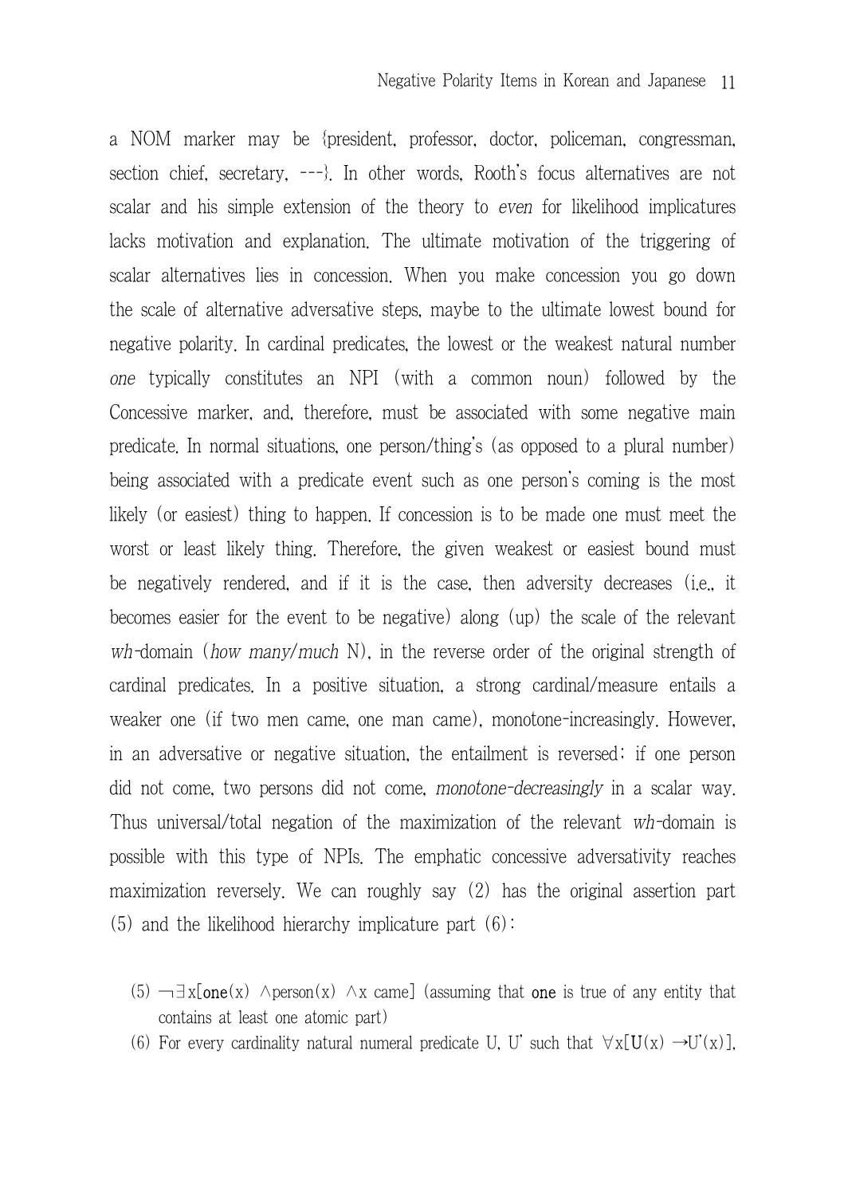a NOM marker may be {president, professor, doctor, policeman, congressman, section chief, secretary, ---}. In other words, Rooth's focus alternatives are not scalar and his simple extension of the theory to *even* for likelihood implicatures lacks motivation and explanation. The ultimate motivation of the triggering of scalar alternatives lies in concession. When you make concession you go down the scale of alternative adversative steps, maybe to the ultimate lowest bound for negative polarity. In cardinal predicates, the lowest or the weakest natural number *one* typically constitutes an NPI (with a common noun) followed by the Concessive marker, and, therefore, must be associated with some negative main predicate. In normal situations, one person/thing's (as opposed to a plural number) being associated with a predicate event such as one person's coming is the most likely (or easiest) thing to happen. If concession is to be made one must meet the worst or least likely thing. Therefore, the given weakest or easiest bound must be negatively rendered, and if it is the case, then adversity decreases (i.e., it becomes easier for the event to be negative) along (up) the scale of the relevant *wh*-domain (*how many/much* N), in the reverse order of the original strength of cardinal predicates. In a positive situation, a strong cardinal/measure entails a weaker one (if two men came, one man came), monotone-increasingly. However, in an adversative or negative situation, the entailment is reversed; if one person did not come, two persons did not come, *monotone-decreasingly* in a scalar way. Thus universal/total negation of the maximization of the relevant *wh*-domain is possible with this type of NPIs. The emphatic concessive adversativity reaches maximization reversely. We can roughly say (2) has the original assertion part (5) and the likelihood hierarchy implicature part (6):

(5) $\neg\exists x[\mathbf{one}(x) \wedge \text{person}(x) \wedge x \text{ came}]$ (assuming that **one** is true of any entity that contains at least one atomic part)

(6) For every cardinality natural numeral predicate U, U' such that $\forall x[\mathbf{U}(x) \rightarrow U'(x)]$,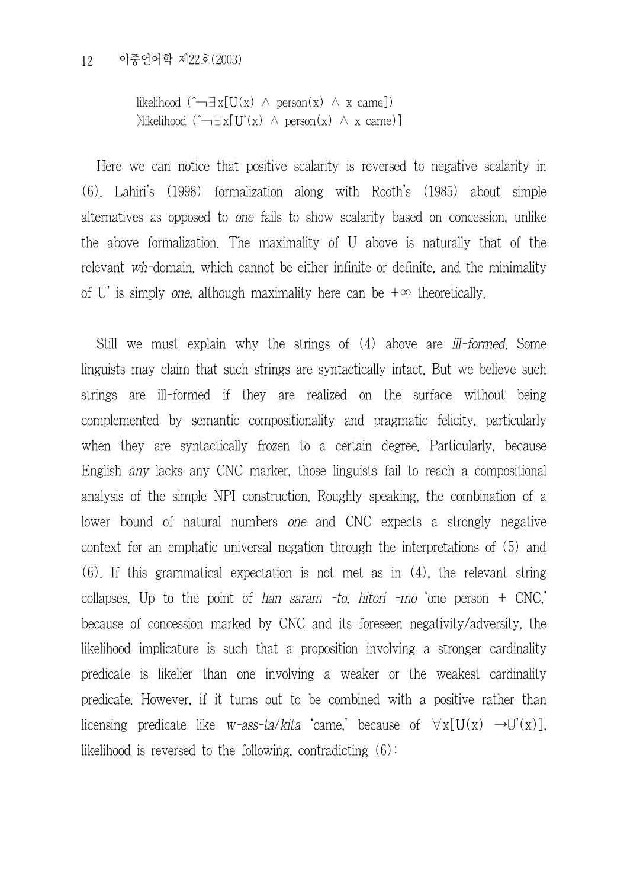likelihood $(^\neg\exists x[U(x) \wedge \text{person}(x) \wedge x \text{ came}])$
$>$likelihood $(^\neg\exists x[U'(x) \wedge \text{person}(x) \wedge x \text{ came})]$

Here we can notice that positive scalarity is reversed to negative scalarity in (6). Lahiri's (1998) formalization along with Rooth's (1985) about simple alternatives as opposed to *one* fails to show scalarity based on concession, unlike the above formalization. The maximality of U above is naturally that of the relevant *wh*-domain, which cannot be either infinite or definite, and the minimality of U' is simply *one*, although maximality here can be $+\infty$ theoretically.

Still we must explain why the strings of (4) above are *ill-formed*. Some linguists may claim that such strings are syntactically intact. But we believe such strings are ill-formed if they are realized on the surface without being complemented by semantic compositionality and pragmatic felicity, particularly when they are syntactically frozen to a certain degree. Particularly, because English *any* lacks any CNC marker, those linguists fail to reach a compositional analysis of the simple NPI construction. Roughly speaking, the combination of a lower bound of natural numbers *one* and CNC expects a strongly negative context for an emphatic universal negation through the interpretations of (5) and (6). If this grammatical expectation is not met as in (4), the relevant string collapses. Up to the point of *han saram -to*, *hitori -mo* 'one person + CNC,' because of concession marked by CNC and its foreseen negativity/adversity, the likelihood implicature is such that a proposition involving a stronger cardinality predicate is likelier than one involving a weaker or the weakest cardinality predicate. However, if it turns out to be combined with a positive rather than licensing predicate like *w-ass-ta/kita* 'came,' because of $\forall x[U(x) \rightarrow U'(x)]$, likelihood is reversed to the following, contradicting (6):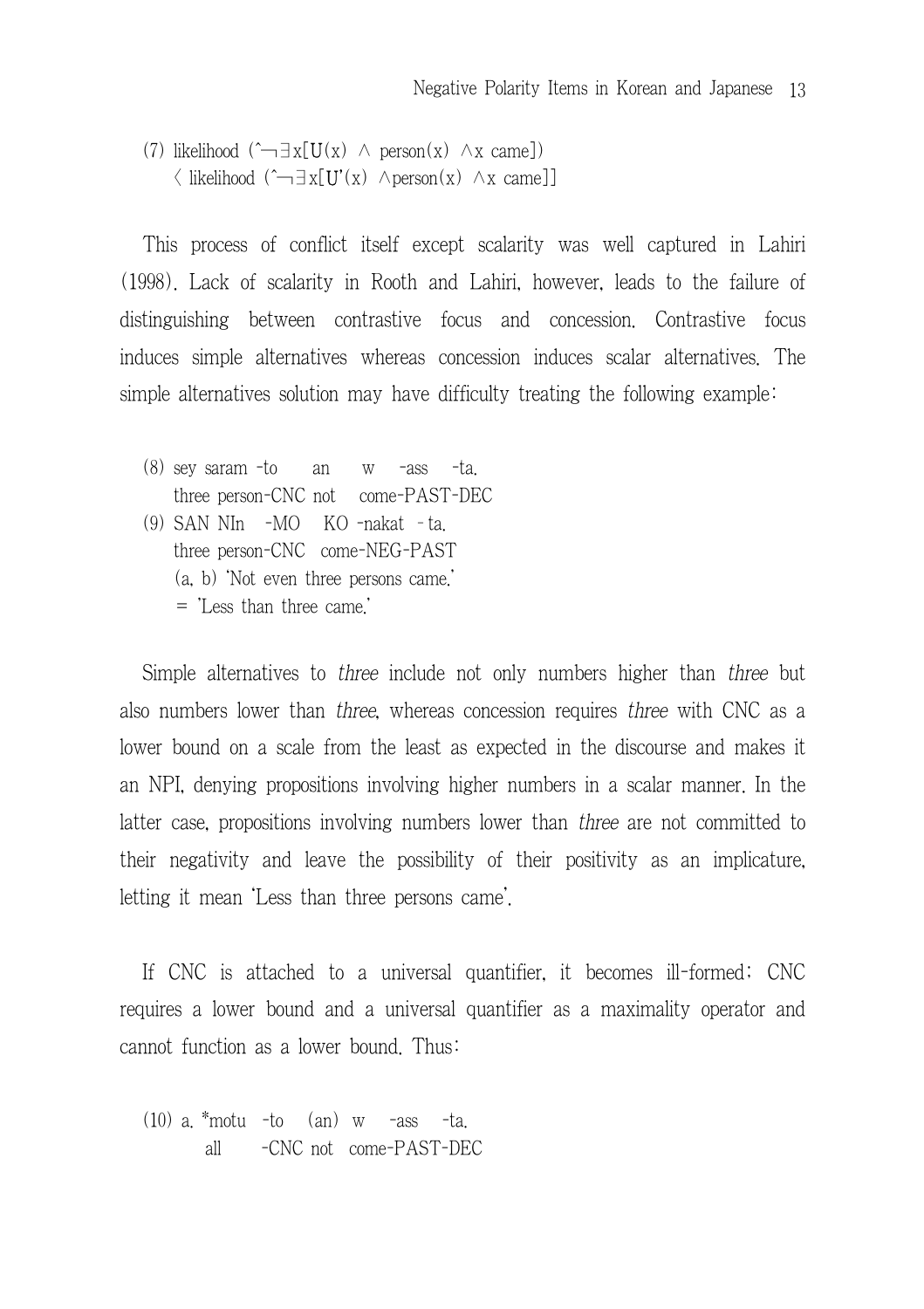(7) likelihood ($\hat{}\neg\exists x[U(x) \wedge \text{person}(x) \wedge x \text{ came}]$)
〈 likelihood ($\hat{}\neg\exists x[U'(x) \wedge \text{person}(x) \wedge x \text{ came}]$]

This process of conflict itself except scalarity was well captured in Lahiri (1998). Lack of scalarity in Rooth and Lahiri, however, leads to the failure of distinguishing between contrastive focus and concession. Contrastive focus induces simple alternatives whereas concession induces scalar alternatives. The simple alternatives solution may have difficulty treating the following example:

(8) sey saram -to an w -ass -ta.
three person-CNC not come-PAST-DEC
(9) SAN NIn -MO KO -nakat - ta.
three person-CNC come-NEG-PAST
(a, b) 'Not even three persons came.'
= 'Less than three came.'

Simple alternatives to *three* include not only numbers higher than *three* but also numbers lower than *three*, whereas concession requires *three* with CNC as a lower bound on a scale from the least as expected in the discourse and makes it an NPI, denying propositions involving higher numbers in a scalar manner. In the latter case, propositions involving numbers lower than *three* are not committed to their negativity and leave the possibility of their positivity as an implicature, letting it mean 'Less than three persons came'.

If CNC is attached to a universal quantifier, it becomes ill-formed; CNC requires a lower bound and a universal quantifier as a maximality operator and cannot function as a lower bound. Thus:

(10) a. *motu -to (an) w -ass -ta.
all -CNC not come-PAST-DEC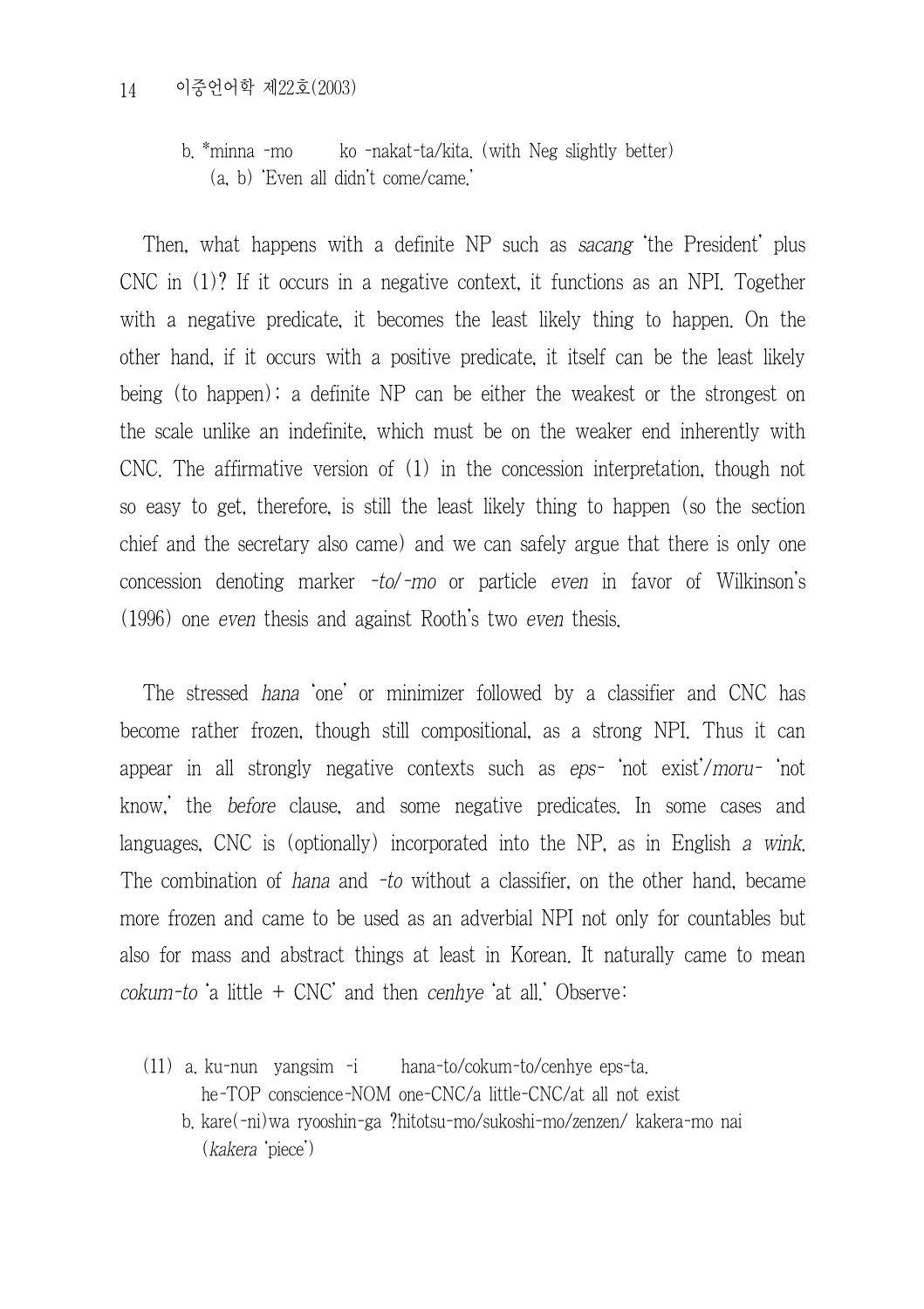b. *minna -mo ko -nakat-ta/kita. (with Neg slightly better)
(a, b) 'Even all didn't come/came.'

Then, what happens with a definite NP such as *sacang* 'the President' plus CNC in (1)? If it occurs in a negative context, it functions as an NPI. Together with a negative predicate, it becomes the least likely thing to happen. On the other hand, if it occurs with a positive predicate, it itself can be the least likely being (to happen); a definite NP can be either the weakest or the strongest on the scale unlike an indefinite, which must be on the weaker end inherently with CNC. The affirmative version of (1) in the concession interpretation, though not so easy to get, therefore, is still the least likely thing to happen (so the section chief and the secretary also came) and we can safely argue that there is only one concession denoting marker *-to/-mo* or particle *even* in favor of Wilkinson's (1996) one *even* thesis and against Rooth's two *even* thesis.

The stressed *hana* 'one' or minimizer followed by a classifier and CNC has become rather frozen, though still compositional, as a strong NPI. Thus it can appear in all strongly negative contexts such as *eps-* 'not exist'/*moru-* 'not know,' the *before* clause, and some negative predicates. In some cases and languages, CNC is (optionally) incorporated into the NP, as in English *a wink*. The combination of *hana* and *-to* without a classifier, on the other hand, became more frozen and came to be used as an adverbial NPI not only for countables but also for mass and abstract things at least in Korean. It naturally came to mean *cokum-to* 'a little + CNC' and then *cenhye* 'at all.' Observe:

(11) a. ku-nun yangsim -i hana-to/cokum-to/cenhye eps-ta.
he-TOP conscience-NOM one-CNC/a little-CNC/at all not exist
b. kare(-ni)wa ryooshin-ga ?hitotsu-mo/sukoshi-mo/zenzen/ kakera-mo nai
(*kakera* 'piece')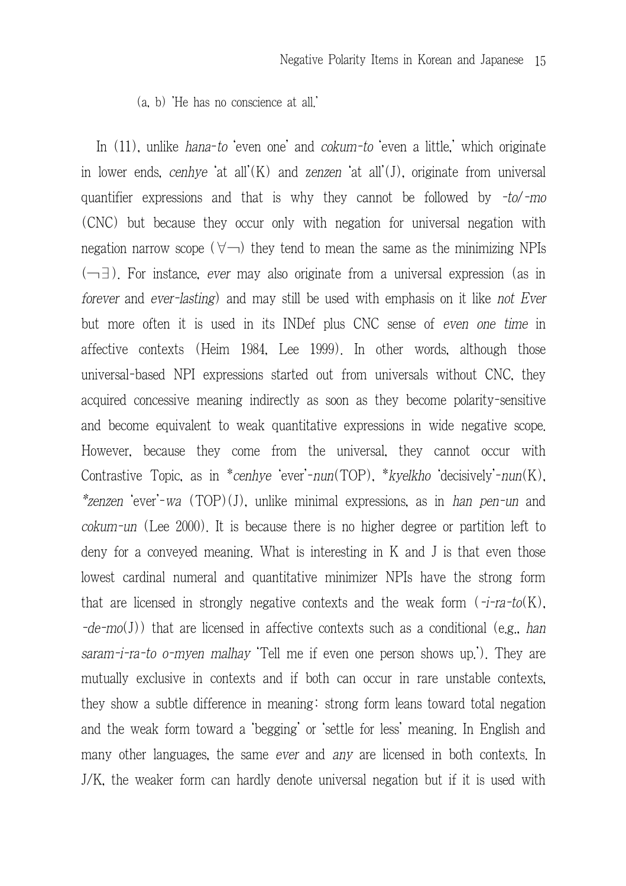(a, b) 'He has no conscience at all.'

In (11), unlike *hana-to* 'even one' and *cokum-to* 'even a little,' which originate in lower ends, *cenhye* 'at all'(K) and *zenzen* 'at all'(J), originate from universal quantifier expressions and that is why they cannot be followed by *-to/-mo* (CNC) but because they occur only with negation for universal negation with negation narrow scope ($\forall\neg$) they tend to mean the same as the minimizing NPIs ($\neg\exists$). For instance, *ever* may also originate from a universal expression (as in *forever* and *ever-lasting*) and may still be used with emphasis on it like *not Ever* but more often it is used in its INDef plus CNC sense of *even one time* in affective contexts (Heim 1984, Lee 1999). In other words, although those universal-based NPI expressions started out from universals without CNC, they acquired concessive meaning indirectly as soon as they become polarity-sensitive and become equivalent to weak quantitative expressions in wide negative scope. However, because they come from the universal, they cannot occur with Contrastive Topic, as in \**cenhye* 'ever'-*nun*(TOP), \**kyelkho* 'decisively'-*nun*(K), *\*zenzen* 'ever'-*wa* (TOP)(J), unlike minimal expressions, as in *han pen-un* and *cokum-un* (Lee 2000). It is because there is no higher degree or partition left to deny for a conveyed meaning. What is interesting in K and J is that even those lowest cardinal numeral and quantitative minimizer NPIs have the strong form that are licensed in strongly negative contexts and the weak form (*-i-ra-to*(K), *-de-mo*(J)) that are licensed in affective contexts such as a conditional (e.g., *han saram-i-ra-to o-myen malhay* 'Tell me if even one person shows up.'). They are mutually exclusive in contexts and if both can occur in rare unstable contexts, they show a subtle difference in meaning: strong form leans toward total negation and the weak form toward a 'begging' or 'settle for less' meaning. In English and many other languages, the same *ever* and *any* are licensed in both contexts. In J/K, the weaker form can hardly denote universal negation but if it is used with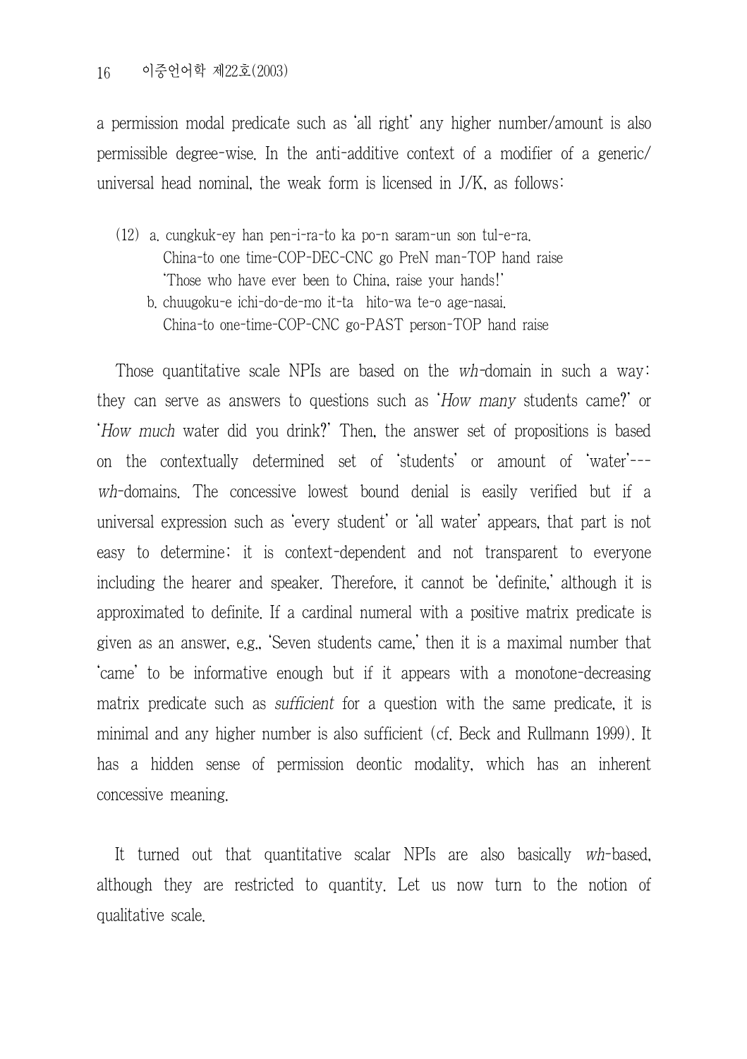a permission modal predicate such as 'all right' any higher number/amount is also permissible degree-wise. In the anti-additive context of a modifier of a generic/ universal head nominal, the weak form is licensed in J/K, as follows:

(12) a. cungkuk-ey han pen-i-ra-to ka po-n saram-un son tul-e-ra.
   China-to one time-COP-DEC-CNC go PreN man-TOP hand raise
   'Those who have ever been to China, raise your hands!'
  b. chuugoku-e ichi-do-de-mo it-ta hito-wa te-o age-nasai.
   China-to one-time-COP-CNC go-PAST person-TOP hand raise

Those quantitative scale NPIs are based on the *wh*-domain in such a way: they can serve as answers to questions such as '*How many* students came?' or '*How much* water did you drink?' Then, the answer set of propositions is based on the contextually determined set of 'students' or amount of 'water'--- *wh*-domains. The concessive lowest bound denial is easily verified but if a universal expression such as 'every student' or 'all water' appears, that part is not easy to determine; it is context-dependent and not transparent to everyone including the hearer and speaker. Therefore, it cannot be 'definite,' although it is approximated to definite. If a cardinal numeral with a positive matrix predicate is given as an answer, e.g., 'Seven students came,' then it is a maximal number that 'came' to be informative enough but if it appears with a monotone-decreasing matrix predicate such as *sufficient* for a question with the same predicate, it is minimal and any higher number is also sufficient (cf. Beck and Rullmann 1999). It has a hidden sense of permission deontic modality, which has an inherent concessive meaning.

It turned out that quantitative scalar NPIs are also basically *wh*-based, although they are restricted to quantity. Let us now turn to the notion of qualitative scale.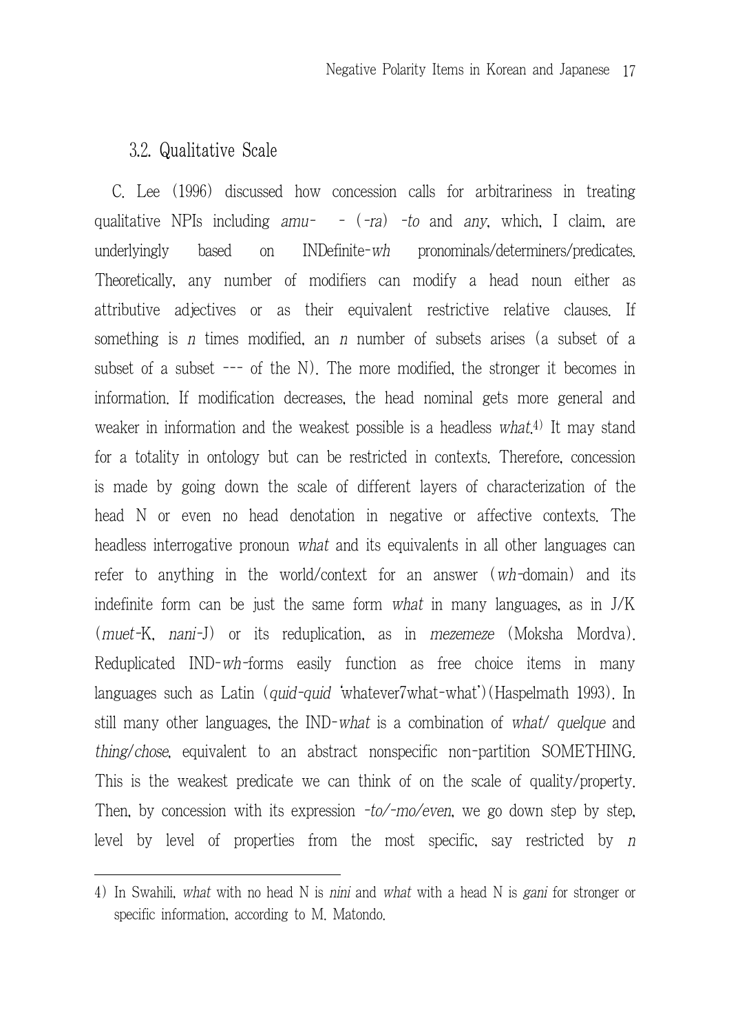### 3.2. Qualitative Scale

C. Lee (1996) discussed how concession calls for arbitrariness in treating qualitative NPIs including *amu-* - (*-ra*) *-to* and *any*, which, I claim, are underlyingly based on INDefinite-*wh* pronominals/determiners/predicates. Theoretically, any number of modifiers can modify a head noun either as attributive adjectives or as their equivalent restrictive relative clauses. If something is *n* times modified, an *n* number of subsets arises (a subset of a subset of a subset --- of the N). The more modified, the stronger it becomes in information. If modification decreases, the head nominal gets more general and weaker in information and the weakest possible is a headless *what*.[4] It may stand for a totality in ontology but can be restricted in contexts. Therefore, concession is made by going down the scale of different layers of characterization of the head N or even no head denotation in negative or affective contexts. The headless interrogative pronoun *what* and its equivalents in all other languages can refer to anything in the world/context for an answer (*wh*-domain) and its indefinite form can be just the same form *what* in many languages, as in J/K (*muet*-K, *nani*-J) or its reduplication, as in *mezemeze* (Moksha Mordva). Reduplicated IND-*wh*-forms easily function as free choice items in many languages such as Latin (*quid-quid* 'whatever7what-what')(Haspelmath 1993). In still many other languages, the IND-*what* is a combination of *what/ quelque* and *thing/chose*, equivalent to an abstract nonspecific non-partition SOMETHING. This is the weakest predicate we can think of on the scale of quality/property. Then, by concession with its expression *-to/-mo/even*, we go down step by step, level by level of properties from the most specific, say restricted by *n*

---

4) In Swahili, *what* with no head N is *nini* and *what* with a head N is *gani* for stronger or specific information, according to M. Matondo.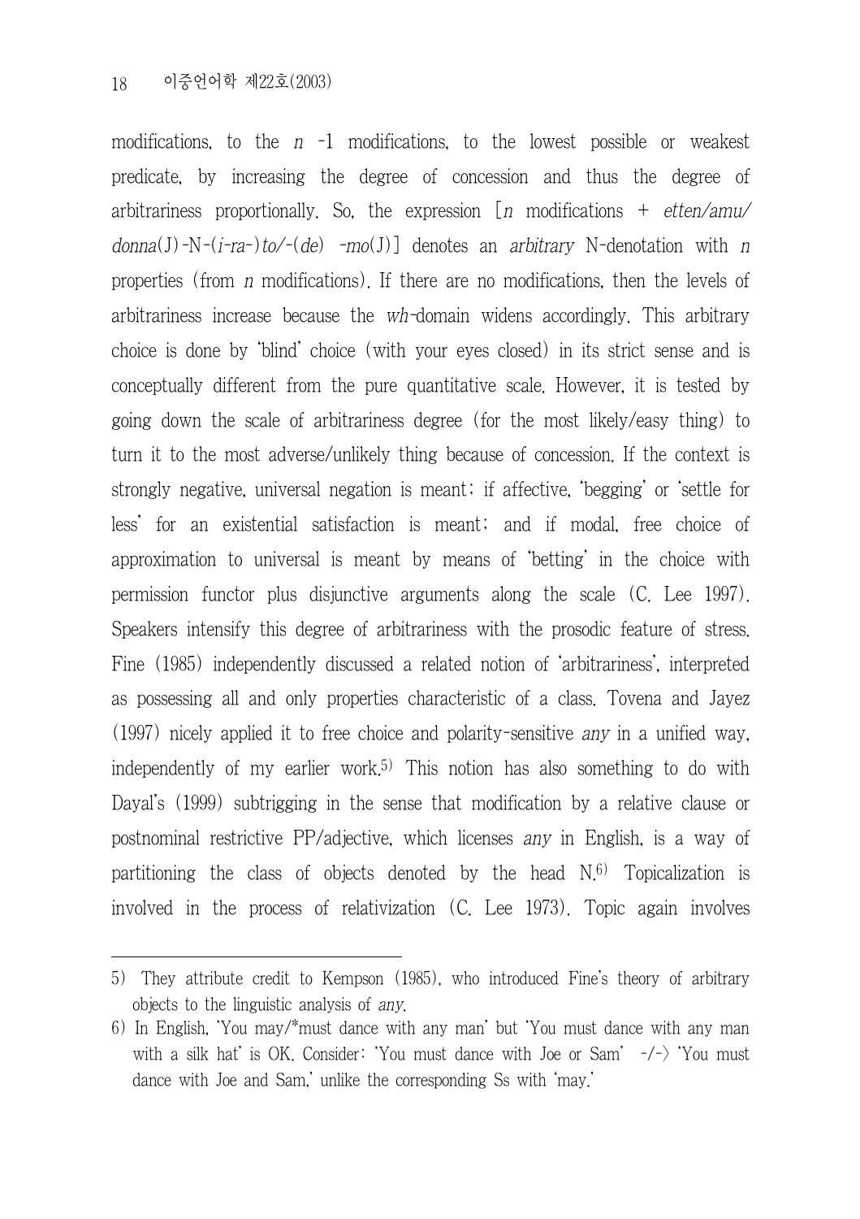modifications, to the $n$ -1 modifications, to the lowest possible or weakest predicate, by increasing the degree of concession and thus the degree of arbitrariness proportionally. So, the expression [$n$ modifications + *etten/amu/donna*(J)-N-(*i-ra-*)*to/-*(*de*) *-mo*(J)] denotes an *arbitrary* N-denotation with $n$ properties (from $n$ modifications). If there are no modifications, then the levels of arbitrariness increase because the *wh*-domain widens accordingly. This arbitrary choice is done by 'blind' choice (with your eyes closed) in its strict sense and is conceptually different from the pure quantitative scale. However, it is tested by going down the scale of arbitrariness degree (for the most likely/easy thing) to turn it to the most adverse/unlikely thing because of concession. If the context is strongly negative, universal negation is meant; if affective, 'begging' or 'settle for less' for an existential satisfaction is meant; and if modal, free choice of approximation to universal is meant by means of 'betting' in the choice with permission functor plus disjunctive arguments along the scale (C. Lee 1997). Speakers intensify this degree of arbitrariness with the prosodic feature of stress. Fine (1985) independently discussed a related notion of 'arbitrariness', interpreted as possessing all and only properties characteristic of a class. Tovena and Jayez (1997) nicely applied it to free choice and polarity-sensitive *any* in a unified way, independently of my earlier work.[5] This notion has also something to do with Dayal's (1999) subtrigging in the sense that modification by a relative clause or postnominal restrictive PP/adjective, which licenses *any* in English, is a way of partitioning the class of objects denoted by the head N.[6] Topicalization is involved in the process of relativization (C. Lee 1973). Topic again involves

---

5) They attribute credit to Kempson (1985), who introduced Fine's theory of arbitrary objects to the linguistic analysis of *any*.

6) In English, 'You may/*must dance with any man' but 'You must dance with any man with a silk hat' is OK. Consider: 'You must dance with Joe or Sam' -/-> 'You must dance with Joe and Sam,' unlike the corresponding Ss with 'may.'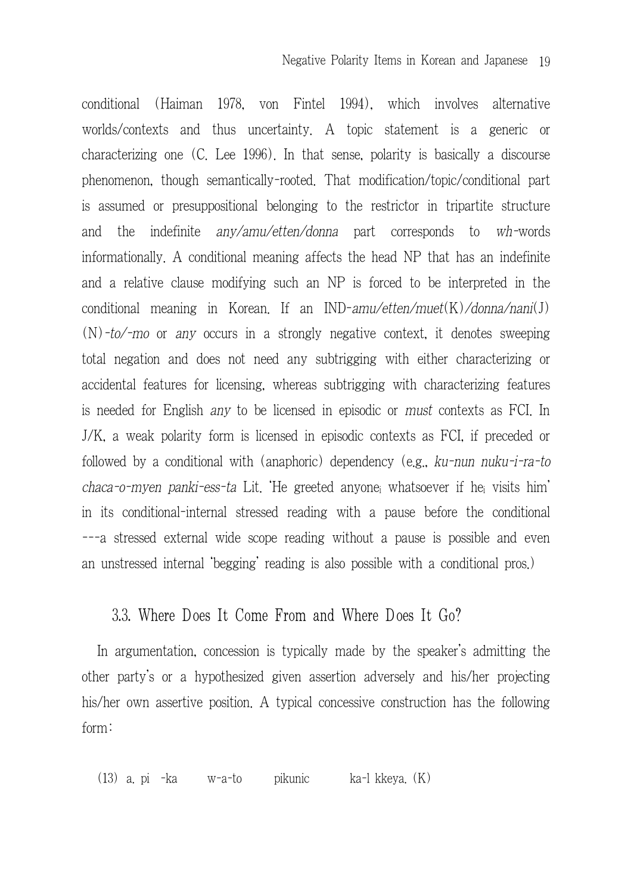conditional (Haiman 1978, von Fintel 1994), which involves alternative worlds/contexts and thus uncertainty. A topic statement is a generic or characterizing one (C. Lee 1996). In that sense, polarity is basically a discourse phenomenon, though semantically-rooted. That modification/topic/conditional part is assumed or presuppositional belonging to the restrictor in tripartite structure and the indefinite *any/amu/etten/donna* part corresponds to *wh*-words informationally. A conditional meaning affects the head NP that has an indefinite and a relative clause modifying such an NP is forced to be interpreted in the conditional meaning in Korean. If an IND-*amu/etten/muet*(K)*/donna/nani*(J)(N)*-to/-mo* or *any* occurs in a strongly negative context, it denotes sweeping total negation and does not need any subtrigging with either characterizing or accidental features for licensing, whereas subtrigging with characterizing features is needed for English *any* to be licensed in episodic or *must* contexts as FCI. In J/K, a weak polarity form is licensed in episodic contexts as FCI, if preceded or followed by a conditional with (anaphoric) dependency (e.g., *ku-nun nuku-i-ra-to chaca-o-myen panki-ess-ta* Lit. 'He greeted anyone$_i$ whatsoever if he$_i$ visits him' in its conditional-internal stressed reading with a pause before the conditional ---a stressed external wide scope reading without a pause is possible and even an unstressed internal 'begging' reading is also possible with a conditional pros.)

### 3.3. Where Does It Come From and Where Does It Go?

In argumentation, concession is typically made by the speaker's admitting the other party's or a hypothesized given assertion adversely and his/her projecting his/her own assertive position. A typical concessive construction has the following form:

(13) a. pi -ka w-a-to pikunic ka-l kkeya. (K)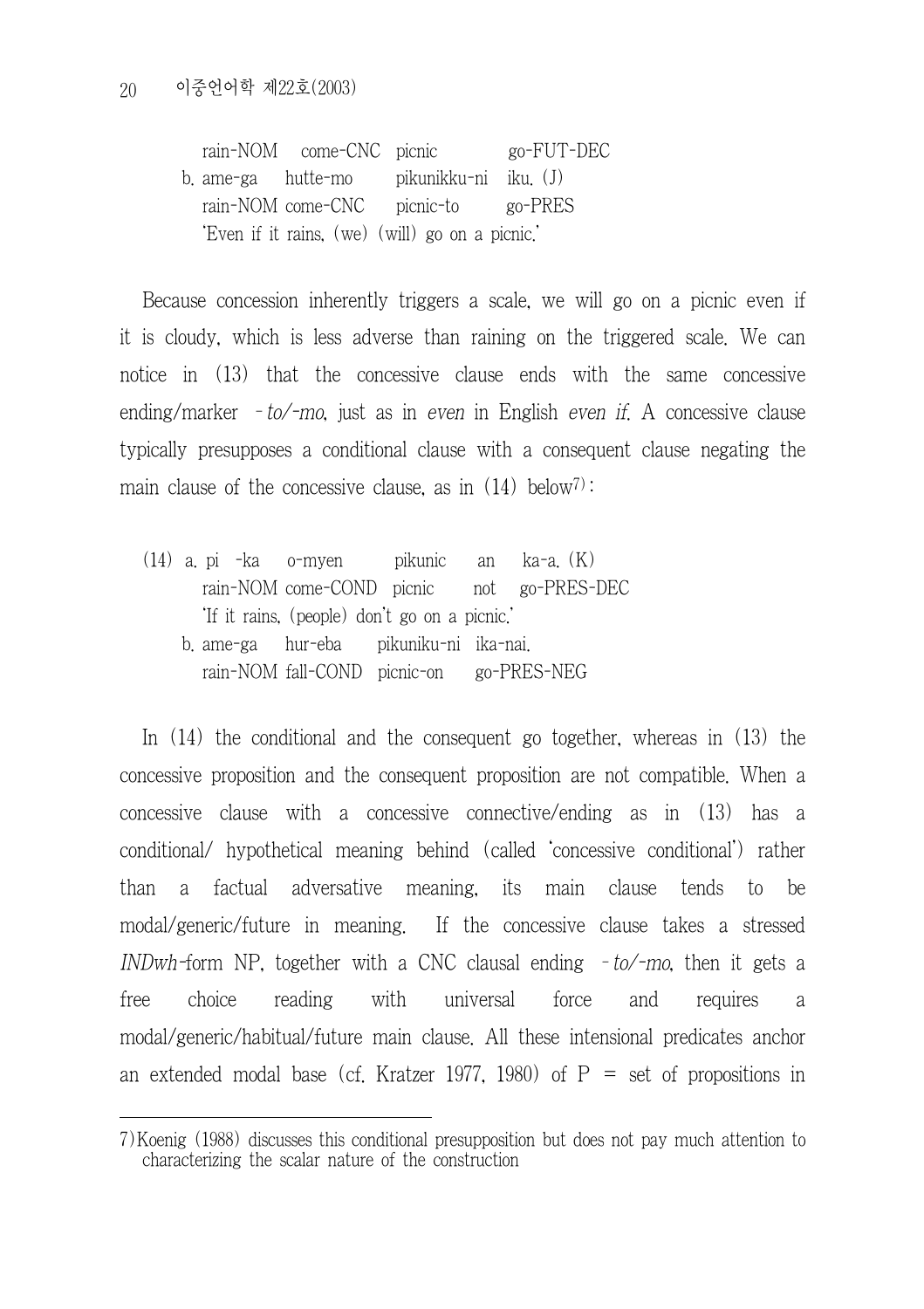```
   rain-NOM   come-CNC   picnic         go-FUT-DEC
b. ame-ga     hutte-mo   pikunikku-ni   iku. (J)
   rain-NOM   come-CNC   picnic-to      go-PRES
   'Even if it rains, (we) (will) go on a picnic.'
```

Because concession inherently triggers a scale, we will go on a picnic even if it is cloudy, which is less adverse than raining on the triggered scale. We can notice in (13) that the concessive clause ends with the same concessive ending/marker *-to/-mo*, just as in *even* in English *even if*. A concessive clause typically presupposes a conditional clause with a consequent clause negating the main clause of the concessive clause, as in (14) below[7]:

```
(14) a. pi -ka     o-myen     pikunic    an    ka-a. (K)
        rain-NOM   come-COND  picnic     not   go-PRES-DEC
        'If it rains, (people) don't go on a picnic.'
     b. ame-ga     hur-eba    pikuniku-ni   ika-nai.
        rain-NOM   fall-COND  picnic-on     go-PRES-NEG
```

In (14) the conditional and the consequent go together, whereas in (13) the concessive proposition and the consequent proposition are not compatible. When a concessive clause with a concessive connective/ending as in (13) has a conditional/ hypothetical meaning behind (called 'concessive conditional') rather than a factual adversative meaning, its main clause tends to be modal/generic/future in meaning. If the concessive clause takes a stressed *INDwh*-form NP, together with a CNC clausal ending *-to/-mo*, then it gets a free choice reading with universal force and requires a modal/generic/habitual/future main clause. All these intensional predicates anchor an extended modal base (cf. Kratzer 1977, 1980) of P = set of propositions in

---

7) Koenig (1988) discusses this conditional presupposition but does not pay much attention to characterizing the scalar nature of the construction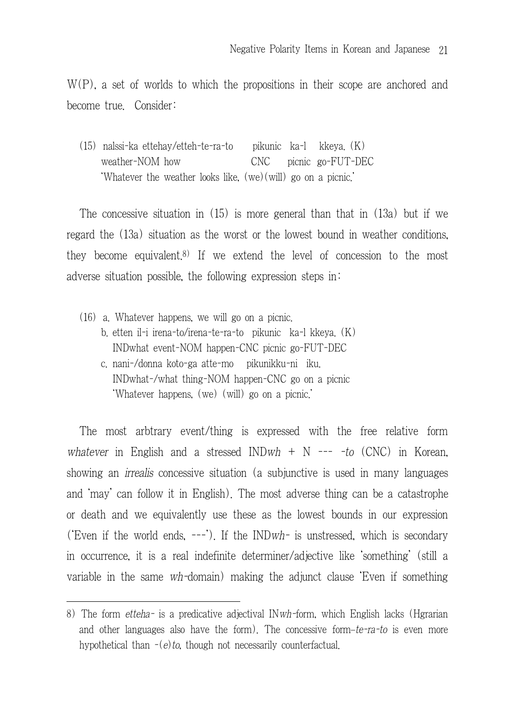W(P), a set of worlds to which the propositions in their scope are anchored and become true. Consider:

(15) nalssi-ka ettehay/etteh-te-ra-to pikunic ka-l kkeya. (K)
   weather-NOM how CNC picnic go-FUT-DEC
   'Whatever the weather looks like, (we)(will) go on a picnic.'

The concessive situation in (15) is more general than that in (13a) but if we regard the (13a) situation as the worst or the lowest bound in weather conditions, they become equivalent.[8] If we extend the level of concession to the most adverse situation possible, the following expression steps in:

(16) a. Whatever happens, we will go on a picnic.
   b. etten il-i irena-to/irena-te-ra-to pikunic ka-l kkeya. (K)
     INDwhat event-NOM happen-CNC picnic go-FUT-DEC
   c. nani-/donna koto-ga atte-mo pikunikku-ni iku.
     INDwhat-/what thing-NOM happen-CNC go on a picnic
     'Whatever happens, (we) (will) go on a picnic.'

The most arbitrary event/thing is expressed with the free relative form *whatever* in English and a stressed IND*wh* + N --- *-to* (CNC) in Korean, showing an *irrealis* concessive situation (a subjunctive is used in many languages and 'may' can follow it in English). The most adverse thing can be a catastrophe or death and we equivalently use these as the lowest bounds in our expression ('Even if the world ends, ---'). If the IND*wh-* is unstressed, which is secondary in occurrence, it is a real indefinite determiner/adjective like 'something' (still a variable in the same *wh*-domain) making the adjunct clause 'Even if something

---

8) The form *etteha-* is a predicative adjectival IN*wh*-form, which English lacks (Hgrarian and other languages also have the form). The concessive form*-te-ra-to* is even more hypothetical than -(*e*)*to*, though not necessarily counterfactual.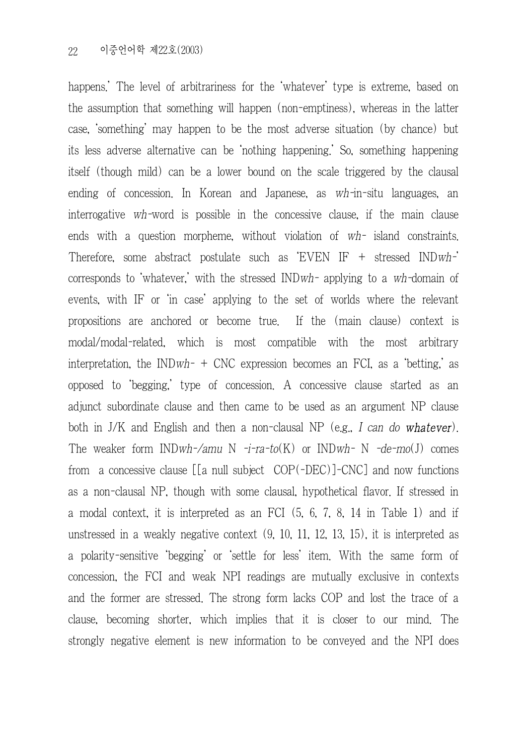happens.' The level of arbitrariness for the 'whatever' type is extreme, based on the assumption that something will happen (non-emptiness), whereas in the latter case, 'something' may happen to be the most adverse situation (by chance) but its less adverse alternative can be 'nothing happening.' So, something happening itself (though mild) can be a lower bound on the scale triggered by the clausal ending of concession. In Korean and Japanese, as *wh*-in-situ languages, an interrogative *wh*-word is possible in the concessive clause, if the main clause ends with a question morpheme, without violation of *wh*- island constraints. Therefore, some abstract postulate such as 'EVEN IF + stressed IND*wh*-' corresponds to 'whatever,' with the stressed IND*wh*- applying to a *wh*-domain of events, with IF or 'in case' applying to the set of worlds where the relevant propositions are anchored or become true. If the (main clause) context is modal/modal-related, which is most compatible with the most arbitrary interpretation, the IND*wh*- + CNC expression becomes an FCI, as a 'betting,' as opposed to 'begging,' type of concession. A concessive clause started as an adjunct subordinate clause and then came to be used as an argument NP clause both in J/K and English and then a non-clausal NP (e.g., *I can do* **whatever**). The weaker form IND*wh*-/*amu* N *-i-ra-to*(K) or IND*wh*- N *-de-mo*(J) comes from a concessive clause [[a null subject COP(-DEC)]-CNC] and now functions as a non-clausal NP, though with some clausal, hypothetical flavor. If stressed in a modal context, it is interpreted as an FCI (5, 6, 7, 8, 14 in Table 1) and if unstressed in a weakly negative context (9, 10, 11, 12, 13, 15), it is interpreted as a polarity-sensitive 'begging' or 'settle for less' item. With the same form of concession, the FCI and weak NPI readings are mutually exclusive in contexts and the former are stressed. The strong form lacks COP and lost the trace of a clause, becoming shorter, which implies that it is closer to our mind. The strongly negative element is new information to be conveyed and the NPI does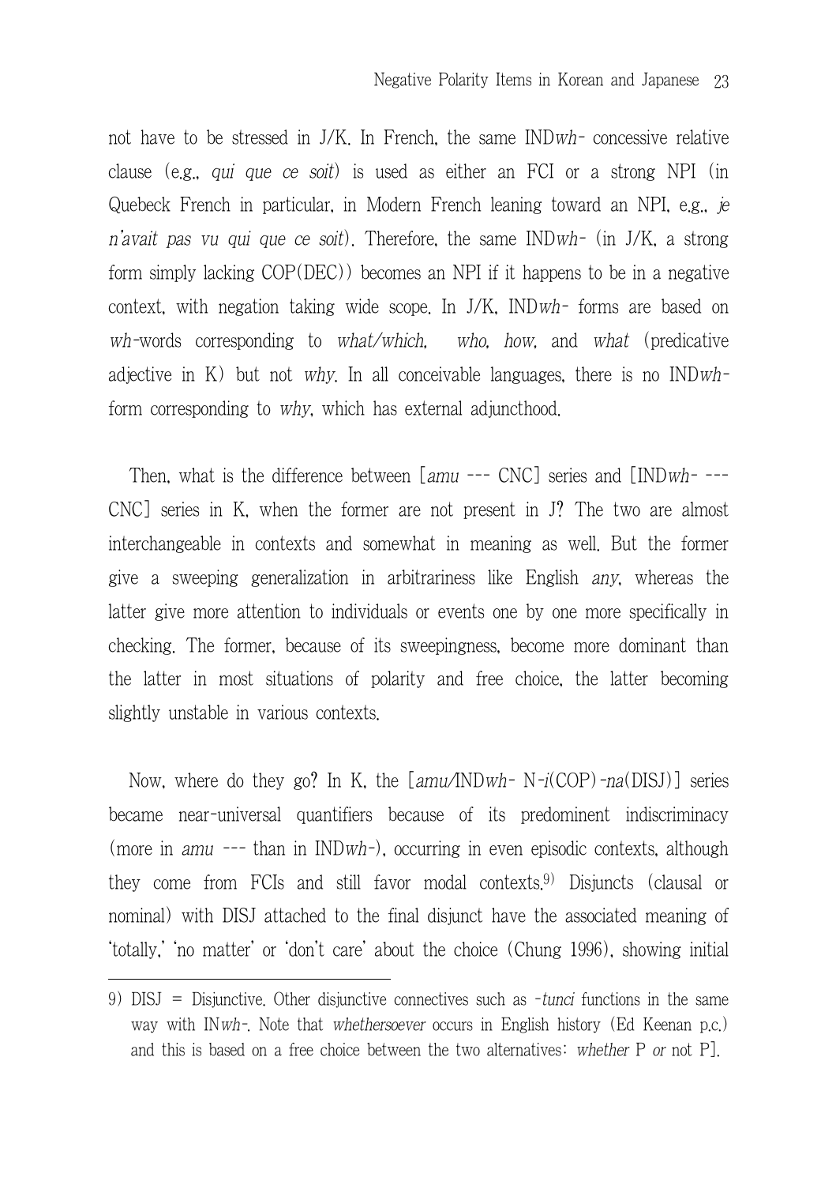not have to be stressed in J/K. In French, the same IND*wh*- concessive relative clause (e.g., *qui que ce soit*) is used as either an FCI or a strong NPI (in Quebeck French in particular, in Modern French leaning toward an NPI, e.g., *je n'avait pas vu qui que ce soit*). Therefore, the same IND*wh*- (in J/K, a strong form simply lacking COP(DEC)) becomes an NPI if it happens to be in a negative context, with negation taking wide scope. In J/K, IND*wh*- forms are based on *wh*-words corresponding to *what/which*, *who*, *how*, and *what* (predicative adjective in K) but not *why*. In all conceivable languages, there is no IND*wh*- form corresponding to *why*, which has external adjuncthood.

Then, what is the difference between [*amu* --- CNC] series and [IND*wh*- --- CNC] series in K, when the former are not present in J? The two are almost interchangeable in contexts and somewhat in meaning as well. But the former give a sweeping generalization in arbitrariness like English *any*, whereas the latter give more attention to individuals or events one by one more specifically in checking. The former, because of its sweepingness, become more dominant than the latter in most situations of polarity and free choice, the latter becoming slightly unstable in various contexts.

Now, where do they go? In K, the [*amu*/IND*wh*- N-*i*(COP)-*na*(DISJ)] series became near-universal quantifiers because of its predominent indiscriminacy (more in *amu* --- than in IND*wh*-), occurring in even episodic contexts, although they come from FCIs and still favor modal contexts.[9] Disjuncts (clausal or nominal) with DISJ attached to the final disjunct have the associated meaning of 'totally,' 'no matter' or 'don't care' about the choice (Chung 1996), showing initial

---

9) DISJ = Disjunctive. Other disjunctive connectives such as -*tunci* functions in the same way with IN*wh*-. Note that *whethersoever* occurs in English history (Ed Keenan p.c.) and this is based on a free choice between the two alternatives: *whether* P *or* not P].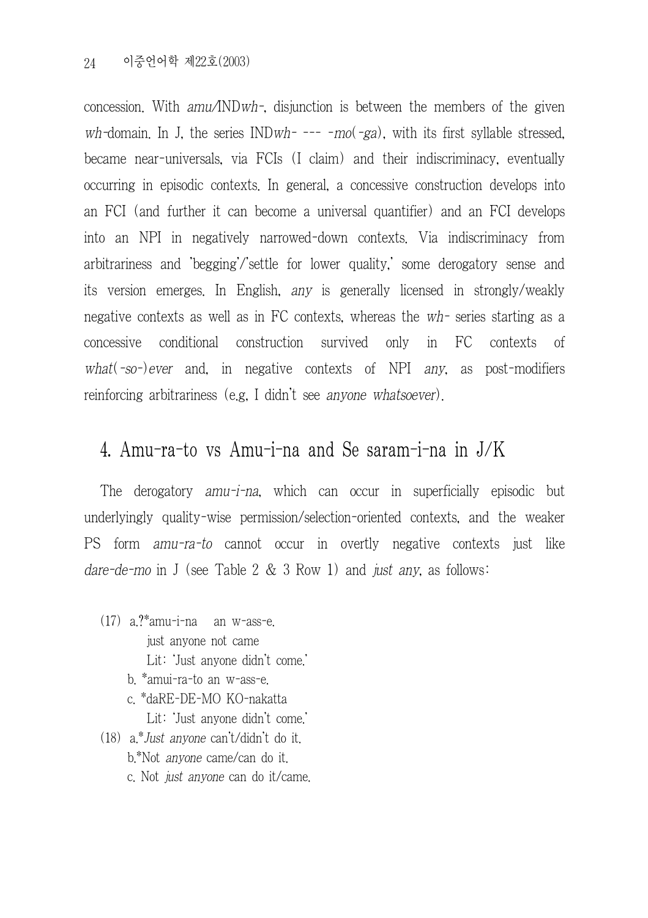concession. With *amu/INDwh-*, disjunction is between the members of the given *wh*-domain. In J, the series IND*wh*- --- -*mo*(-*ga*), with its first syllable stressed, became near-universals, via FCIs (I claim) and their indiscriminacy, eventually occurring in episodic contexts. In general, a concessive construction develops into an FCI (and further it can become a universal quantifier) and an FCI develops into an NPI in negatively narrowed-down contexts. Via indiscriminacy from arbitrariness and 'begging'/'settle for lower quality,' some derogatory sense and its version emerges. In English, *any* is generally licensed in strongly/weakly negative contexts as well as in FC contexts, whereas the *wh*- series starting as a concessive conditional construction survived only in FC contexts of *what(-so-)ever* and, in negative contexts of NPI *any*, as post-modifiers reinforcing arbitrariness (e.g. I didn't see *anyone whatsoever*).

## 4. Amu-ra-to vs Amu-i-na and Se saram-i-na in J/K

The derogatory *amu-i-na*, which can occur in superficially episodic but underlyingly quality-wise permission/selection-oriented contexts, and the weaker PS form *amu-ra-to* cannot occur in overtly negative contexts just like *dare-de-mo* in J (see Table 2 & 3 Row 1) and *just any*, as follows:

(17) a.?*amu-i-na an w-ass-e.
    just anyone not came
    Lit: 'Just anyone didn't come.'
  b. *amui-ra-to an w-ass-e.
  c. *daRE-DE-MO KO-nakatta
    Lit: 'Just anyone didn't come.'

(18) a.**Just anyone* can't/didn't do it.
  b.*Not *anyone* came/can do it.
  c. Not *just anyone* can do it/came.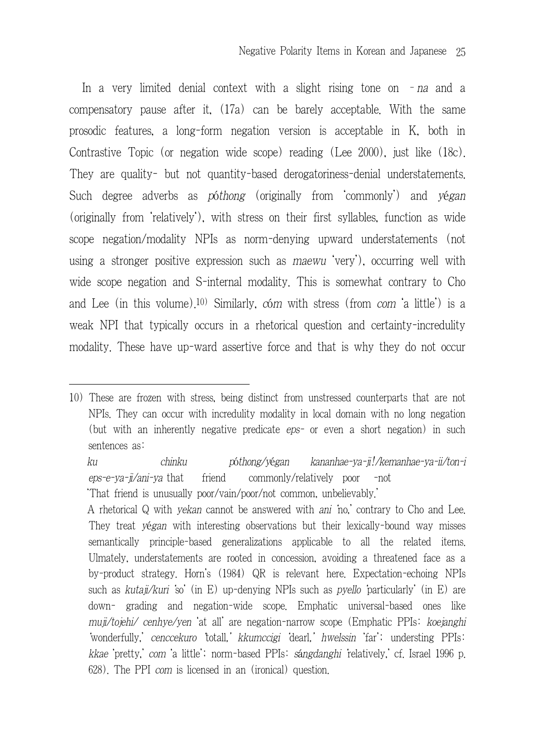In a very limited denial context with a slight rising tone on *–na* and a compensatory pause after it, (17a) can be barely acceptable. With the same prosodic features, a long-form negation version is acceptable in K, both in Contrastive Topic (or negation wide scope) reading (Lee 2000), just like (18c). They are quality- but not quantity-based derogatoriness-denial understatements. Such degree adverbs as *póthong* (originally from 'commonly') and *yégan* (originally from 'relatively'), with stress on their first syllables, function as wide scope negation/modality NPIs as norm-denying upward understatements (not using a stronger positive expression such as *maewu* 'very'), occurring well with wide scope negation and S-internal modality. This is somewhat contrary to Cho and Lee (in this volume).[10] Similarly, *cóm* with stress (from *com* 'a little') is a weak NPI that typically occurs in a rhetorical question and certainty-incredulity modality. These have up-ward assertive force and that is why they do not occur

---

10) These are frozen with stress, being distinct from unstressed counterparts that are not NPIs. They can occur with incredulity modality in local domain with no long negation (but with an inherently negative predicate *eps-* or even a short negation) in such sentences as:

*ku chinku póthong/yégan kananhae-ya-ji!/kemanhae-ya-ii/ton-i eps-e-ya-ji/ani-ya* that friend commonly/relatively poor -not

'That friend is unusually poor/vain/poor/not common, unbelievably.'

A rhetorical Q with *yekan* cannot be answered with *ani* 'no,' contrary to Cho and Lee. They treat *yégan* with interesting observations but their lexically-bound way misses semantically principle-based generalizations applicable to all the related items. Ulmately, understatements are rooted in concession, avoiding a threatened face as a by-product strategy. Horn's (1984) QR is relevant here. Expectation-echoing NPIs such as *kutaji/kuri* 'so' (in E) up-denying NPIs such as *pyello* 'particularly' (in E) are down- grading and negation-wide scope. Emphatic universal-based ones like *muji/tojehi/ cenhye/yen* 'at all' are negation-narrow scope (Emphatic PPIs: *koejanghi* 'wonderfully,' *cenccekuro* 'totall,' *kkumccigi* 'dearl,' *hwelssin* 'far'; understing PPIs: *kkae* 'pretty,' *com* 'a little'; norm-based PPIs: *sángdanghi* 'relatively,' cf. Israel 1996 p. 628). The PPI *com* is licensed in an (ironical) question.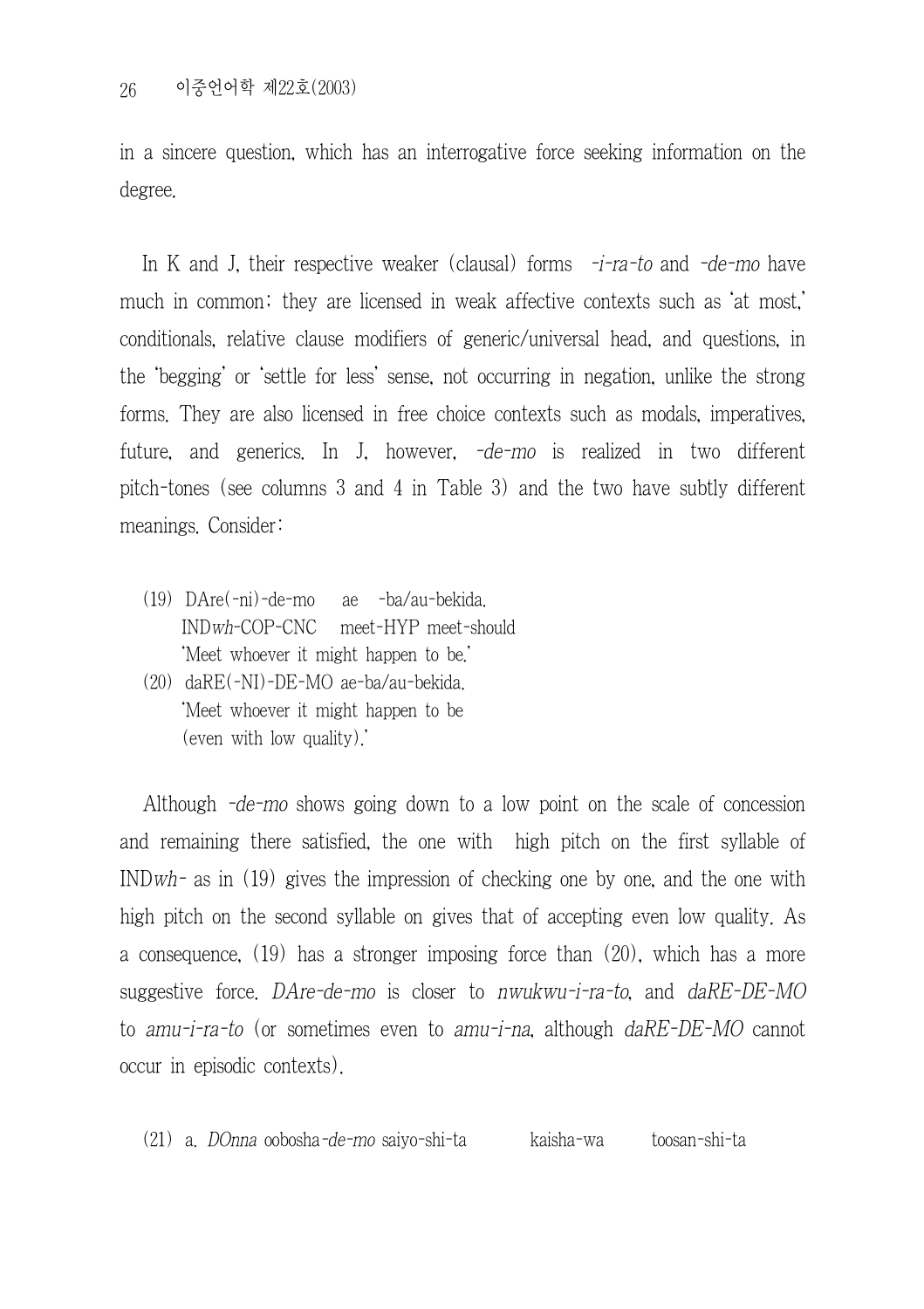in a sincere question, which has an interrogative force seeking information on the degree.

In K and J, their respective weaker (clausal) forms *-i-ra-to* and *-de-mo* have much in common; they are licensed in weak affective contexts such as 'at most,' conditionals, relative clause modifiers of generic/universal head, and questions, in the 'begging' or 'settle for less' sense, not occurring in negation, unlike the strong forms. They are also licensed in free choice contexts such as modals, imperatives, future, and generics. In J, however, *-de-mo* is realized in two different pitch-tones (see columns 3 and 4 in Table 3) and the two have subtly different meanings. Consider:

(19) DAre(-ni)-de-mo ae -ba/au-bekida.
IND*wh*-COP-CNC meet-HYP meet-should
'Meet whoever it might happen to be.'

(20) daRE(-NI)-DE-MO ae-ba/au-bekida.
'Meet whoever it might happen to be
(even with low quality).'

Although *-de-mo* shows going down to a low point on the scale of concession and remaining there satisfied, the one with high pitch on the first syllable of IND*wh-* as in (19) gives the impression of checking one by one, and the one with high pitch on the second syllable on gives that of accepting even low quality. As a consequence, (19) has a stronger imposing force than (20), which has a more suggestive force. *DAre-de-mo* is closer to *nwukwu-i-ra-to*, and *daRE-DE-MO* to *amu-i-ra-to* (or sometimes even to *amu-i-na*, although *daRE-DE-MO* cannot occur in episodic contexts).

(21) a. *DOnna* oobosha-*de-mo* saiyo-shi-ta kaisha-wa toosan-shi-ta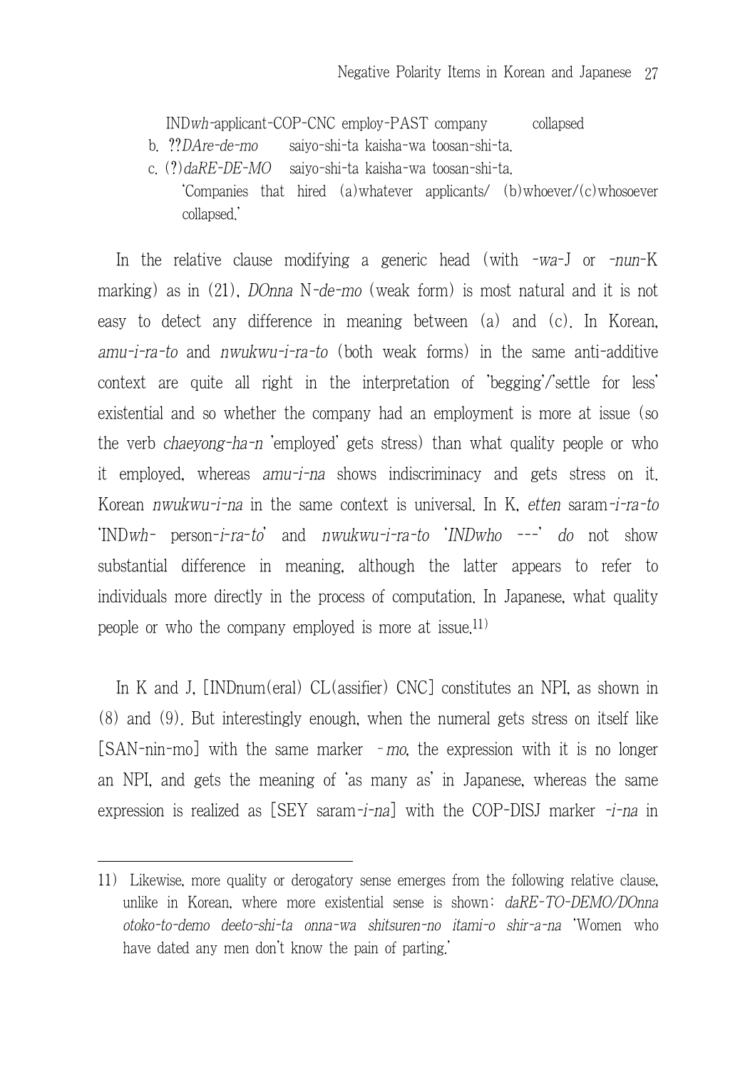IND*wh*-applicant-COP-CNC employ-PAST company collapsed

b. ??*DAre-de-mo* saiyo-shi-ta kaisha-wa toosan-shi-ta.

c. (?)*daRE-DE-MO* saiyo-shi-ta kaisha-wa toosan-shi-ta.

'Companies that hired (a)whatever applicants/ (b)whoever/(c)whosoever collapsed.'

In the relative clause modifying a generic head (with *-wa*-J or *-nun*-K marking) as in (21), *DOnna* N*-de-mo* (weak form) is most natural and it is not easy to detect any difference in meaning between (a) and (c). In Korean, *amu-i-ra-to* and *nwukwu-i-ra-to* (both weak forms) in the same anti-additive context are quite all right in the interpretation of 'begging'/'settle for less' existential and so whether the company had an employment is more at issue (so the verb *chaeyong-ha-n* 'employed' gets stress) than what quality people or who it employed, whereas *amu-i-na* shows indiscriminacy and gets stress on it. Korean *nwukwu-i-na* in the same context is universal. In K, *etten* saram*-i-ra-to* 'IND*wh*- person*-i-ra-to*' and *nwukwu-i-ra-to* '*INDwho ---*' *do* not show substantial difference in meaning, although the latter appears to refer to individuals more directly in the process of computation. In Japanese, what quality people or who the company employed is more at issue.[11]

In K and J, [INDnum(eral) CL(assifier) CNC] constitutes an NPI, as shown in (8) and (9). But interestingly enough, when the numeral gets stress on itself like [SAN-nin-mo] with the same marker *-mo*, the expression with it is no longer an NPI, and gets the meaning of 'as many as' in Japanese, whereas the same expression is realized as [SEY saram*-i-na*] with the COP-DISJ marker *-i-na* in

---

11) Likewise, more quality or derogatory sense emerges from the following relative clause, unlike in Korean, where more existential sense is shown: *daRE-TO-DEMO/DOnna otoko-to-demo deeto-shi-ta onna-wa shitsuren-no itami-o shir-a-na* 'Women who have dated any men don't know the pain of parting.'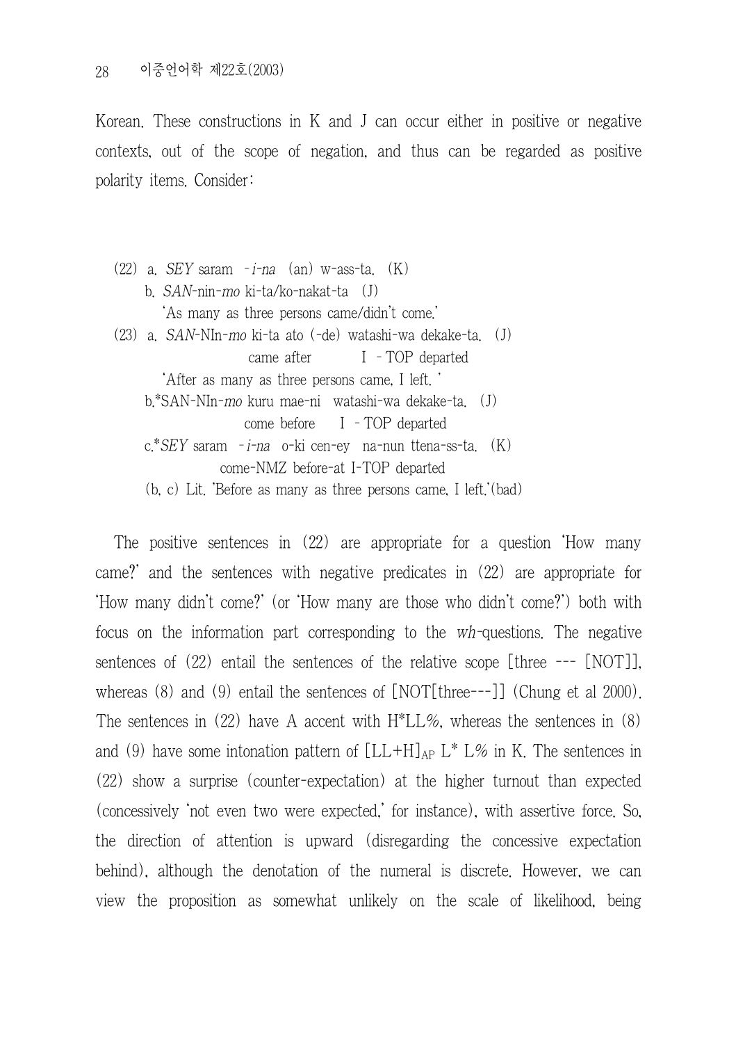Korean. These constructions in K and J can occur either in positive or negative contexts, out of the scope of negation, and thus can be regarded as positive polarity items. Consider:

(22) a. *SEY* saram -*i-na* (an) w-ass-ta. (K)

b. *SAN*-nin-*mo* ki-ta/ko-nakat-ta (J)

'As many as three persons came/didn't come.'

(23) a. *SAN*-NIn-*mo* ki-ta ato (-de) watashi-wa dekake-ta. (J)

came after I -TOP departed

'After as many as three persons came, I left. '

b.*SAN-NIn-*mo* kuru mae-ni watashi-wa dekake-ta. (J)

come before I -TOP departed

c.**SEY* saram -*i-na* o-ki cen-ey na-nun ttena-ss-ta. (K)

come-NMZ before-at I-TOP departed

(b, c) Lit. 'Before as many as three persons came, I left.'(bad)

The positive sentences in (22) are appropriate for a question 'How many came?' and the sentences with negative predicates in (22) are appropriate for 'How many didn't come?' (or 'How many are those who didn't come?') both with focus on the information part corresponding to the *wh*-questions. The negative sentences of (22) entail the sentences of the relative scope [three --- [NOT]], whereas (8) and (9) entail the sentences of [NOT[three---]] (Chung et al 2000). The sentences in (22) have A accent with H*LL%, whereas the sentences in (8) and (9) have some intonation pattern of $[LL+H]_{AP}$ L* L% in K. The sentences in (22) show a surprise (counter-expectation) at the higher turnout than expected (concessively 'not even two were expected,' for instance), with assertive force. So, the direction of attention is upward (disregarding the concessive expectation behind), although the denotation of the numeral is discrete. However, we can view the proposition as somewhat unlikely on the scale of likelihood, being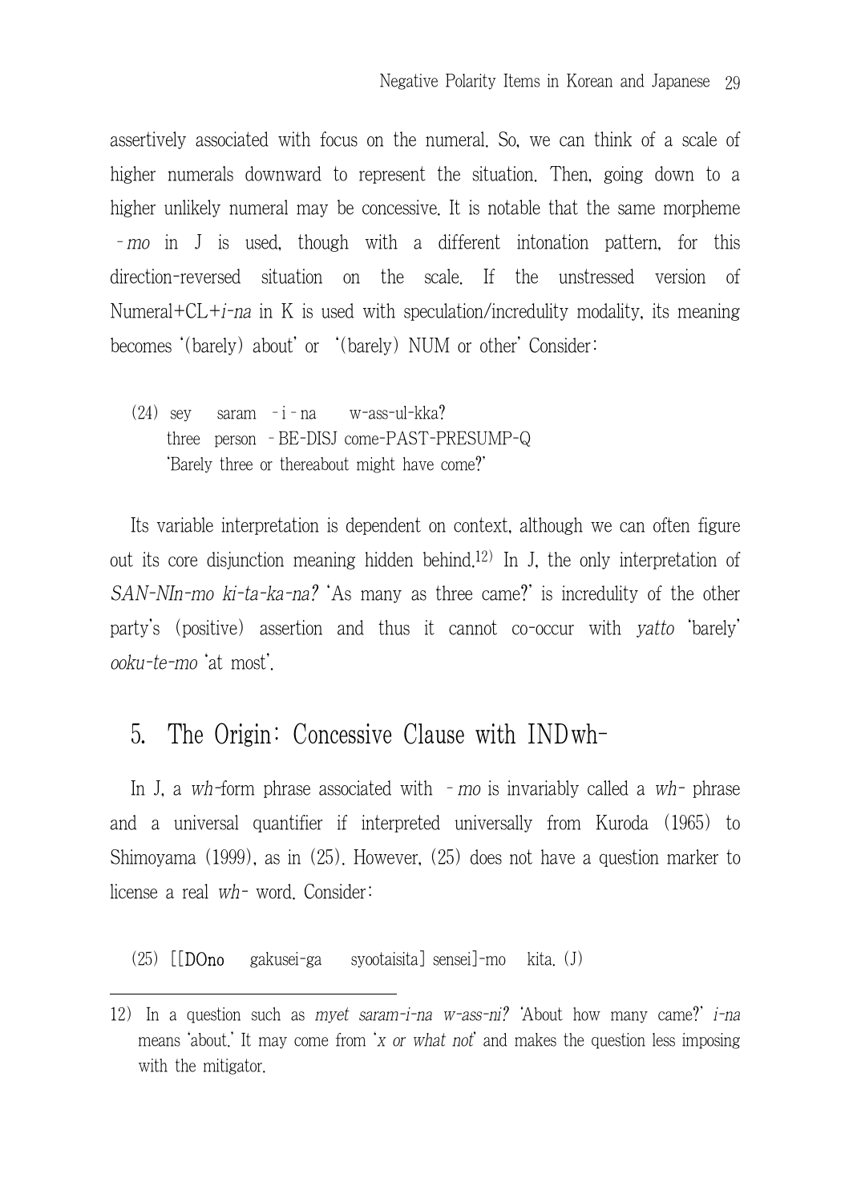assertively associated with focus on the numeral. So, we can think of a scale of higher numerals downward to represent the situation. Then, going down to a higher unlikely numeral may be concessive. It is notable that the same morpheme *-mo* in J is used, though with a different intonation pattern, for this direction-reversed situation on the scale. If the unstressed version of Numeral+CL+*i-na* in K is used with speculation/incredulity modality, its meaning becomes '(barely) about' or '(barely) NUM or other' Consider:

(24) sey saram -i-na w-ass-ul-kka?
three person -BE-DISJ come-PAST-PRESUMP-Q
'Barely three or thereabout might have come?'

Its variable interpretation is dependent on context, although we can often figure out its core disjunction meaning hidden behind.[12] In J, the only interpretation of *SAN-NIn-mo ki-ta-ka-na?* 'As many as three came?' is incredulity of the other party's (positive) assertion and thus it cannot co-occur with *yatto* 'barely' *ooku-te-mo* 'at most'.

## 5. The Origin: Concessive Clause with INDwh-

In J, a *wh*-form phrase associated with *-mo* is invariably called a *wh-* phrase and a universal quantifier if interpreted universally from Kuroda (1965) to Shimoyama (1999), as in (25). However, (25) does not have a question marker to license a real *wh-* word. Consider:

(25) [[DOno gakusei-ga syootaisita] sensei]-mo kita. (J)

12) In a question such as *myet saram-i-na w-ass-ni?* 'About how many came?' *i-na* means 'about.' It may come from '*x or what not*' and makes the question less imposing with the mitigator.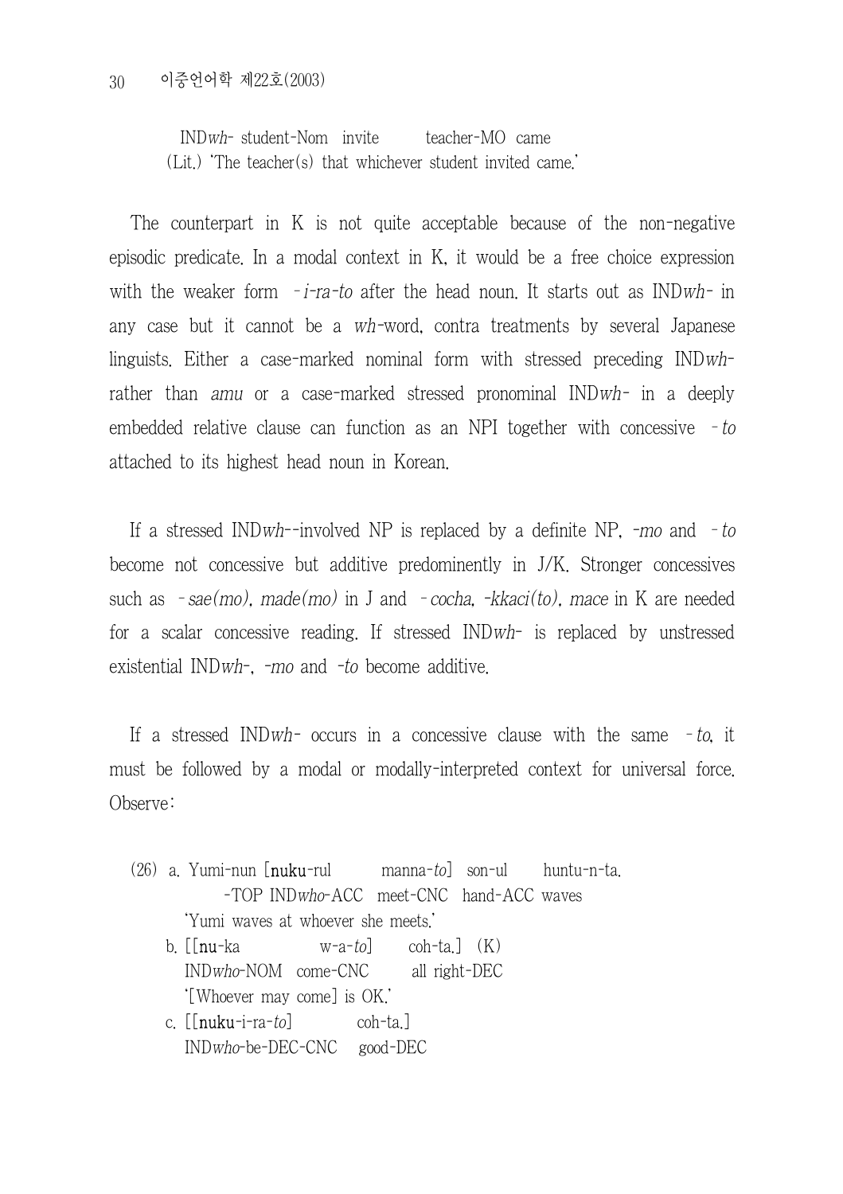IND*wh*- student-Nom invite teacher-MO came
(Lit.) 'The teacher(s) that whichever student invited came.'

The counterpart in K is not quite acceptable because of the non-negative episodic predicate. In a modal context in K, it would be a free choice expression with the weaker form *-i-ra-to* after the head noun. It starts out as IND*wh*- in any case but it cannot be a *wh*-word, contra treatments by several Japanese linguists. Either a case-marked nominal form with stressed preceding IND*wh*- rather than *amu* or a case-marked stressed pronominal IND*wh*- in a deeply embedded relative clause can function as an NPI together with concessive *-to* attached to its highest head noun in Korean.

If a stressed IND*wh*--involved NP is replaced by a definite NP, *-mo* and *-to* become not concessive but additive predominently in J/K. Stronger concessives such as *-sae(mo), made(mo)* in J and *-cocha, -kkaci(to), mace* in K are needed for a scalar concessive reading. If stressed IND*wh*- is replaced by unstressed existential IND*wh*-, *-mo* and *-to* become additive.

If a stressed IND*wh*- occurs in a concessive clause with the same *-to*, it must be followed by a modal or modally-interpreted context for universal force. Observe:

(26) a. Yumi-nun [**nuku**-rul manna-*to*] son-ul huntu-n-ta.
  -TOP IND*who*-ACC meet-CNC hand-ACC waves
  'Yumi waves at whoever she meets.'

  b. [[**nu**-ka w-a-*to*] coh-ta.] (K)
  IND*who*-NOM come-CNC all right-DEC
  '[Whoever may come] is OK.'

  c. [[**nuku**-i-ra-*to*] coh-ta.]
  IND*who*-be-DEC-CNC good-DEC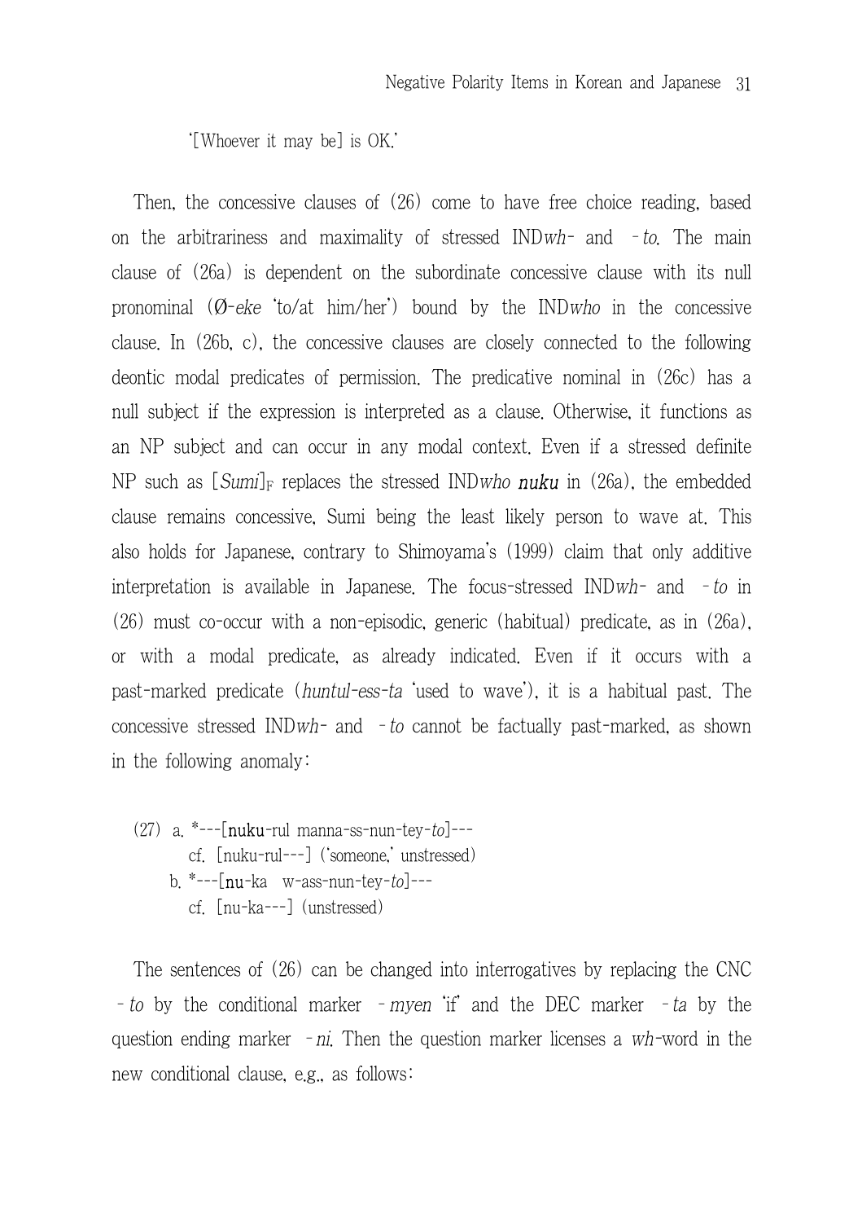'[Whoever it may be] is OK.'

Then, the concessive clauses of (26) come to have free choice reading, based on the arbitrariness and maximality of stressed IND*wh*- and -*to*. The main clause of (26a) is dependent on the subordinate concessive clause with its null pronominal (Ø-*eke* 'to/at him/her') bound by the IND*who* in the concessive clause. In (26b, c), the concessive clauses are closely connected to the following deontic modal predicates of permission. The predicative nominal in (26c) has a null subject if the expression is interpreted as a clause. Otherwise, it functions as an NP subject and can occur in any modal context. Even if a stressed definite NP such as [*Sumi*]$_F$ replaces the stressed IND*who* **nuku** in (26a), the embedded clause remains concessive, Sumi being the least likely person to wave at. This also holds for Japanese, contrary to Shimoyama's (1999) claim that only additive interpretation is available in Japanese. The focus-stressed IND*wh*- and -*to* in (26) must co-occur with a non-episodic, generic (habitual) predicate, as in (26a), or with a modal predicate, as already indicated. Even if it occurs with a past-marked predicate (*huntul-ess-ta* 'used to wave'), it is a habitual past. The concessive stressed IND*wh*- and -*to* cannot be factually past-marked, as shown in the following anomaly:

(27) a. *---[**nuku**-rul manna-ss-nun-tey-*to*]---
    cf. [nuku-rul---] ('someone,' unstressed)
  b. *---[**nu**-ka w-ass-nun-tey-*to*]---
    cf. [nu-ka---] (unstressed)

The sentences of (26) can be changed into interrogatives by replacing the CNC -*to* by the conditional marker -*myen* 'if' and the DEC marker -*ta* by the question ending marker -*ni*. Then the question marker licenses a *wh*-word in the new conditional clause, e.g., as follows: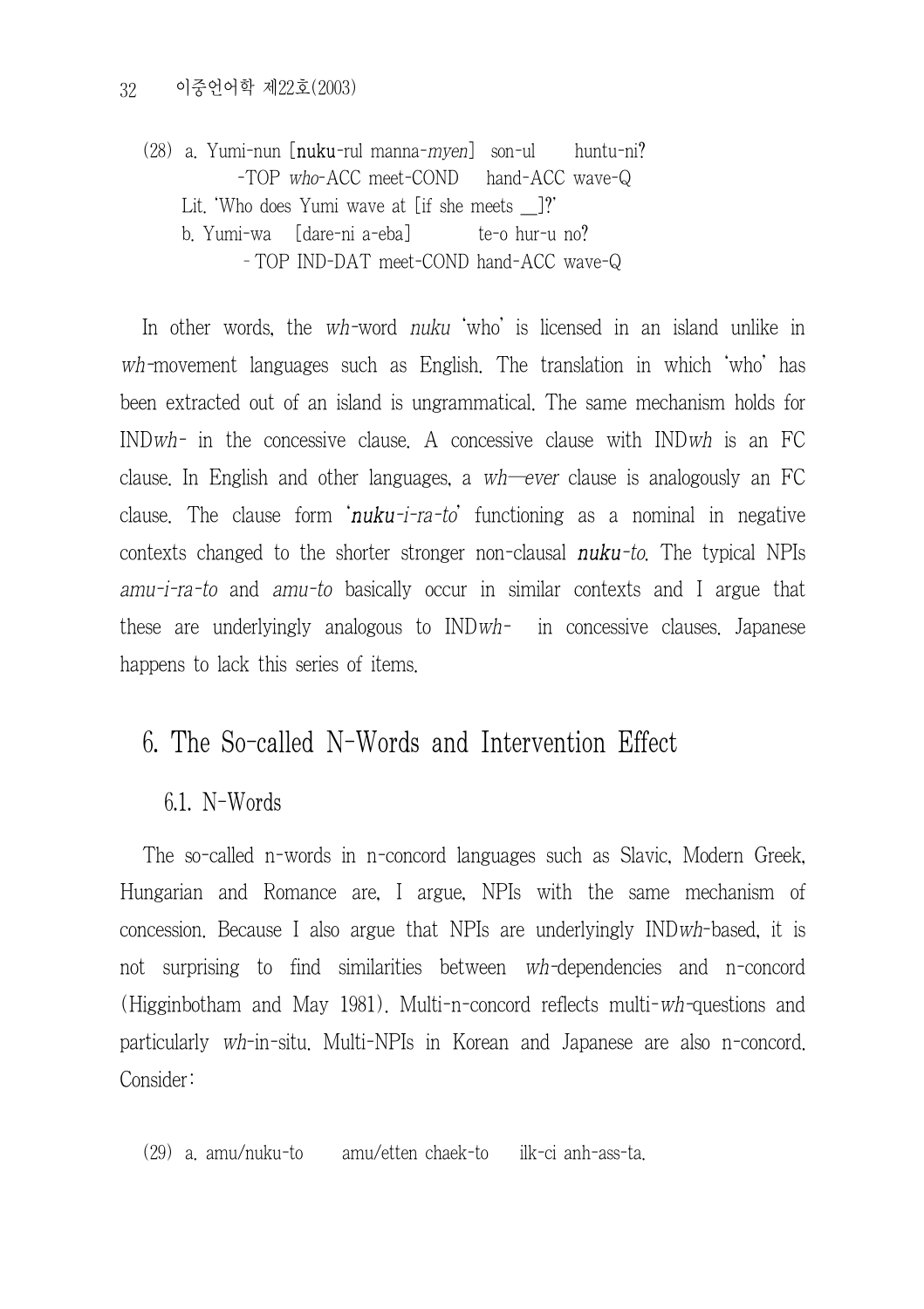(28) a. Yumi-nun [**nuku**-rul manna-*myen*] son-ul huntu-ni?
-TOP *who*-ACC meet-COND hand-ACC wave-Q
Lit. 'Who does Yumi wave at [if she meets __]?'
b. Yumi-wa [dare-ni a-eba] te-o hur-u no?
- TOP IND-DAT meet-COND hand-ACC wave-Q

In other words, the *wh*-word *nuku* 'who' is licensed in an island unlike in *wh*-movement languages such as English. The translation in which 'who' has been extracted out of an island is ungrammatical. The same mechanism holds for IND*wh*- in the concessive clause. A concessive clause with IND*wh* is an FC clause. In English and other languages, a *wh—ever* clause is analogously an FC clause. The clause form '***nuku**-i-ra-to*' functioning as a nominal in negative contexts changed to the shorter stronger non-clausal ***nuku**-to*. The typical NPIs *amu-i-ra-to* and *amu-to* basically occur in similar contexts and I argue that these are underlyingly analogous to IND*wh*- in concessive clauses. Japanese happens to lack this series of items.

# 6. The So-called N-Words and Intervention Effect

## 6.1. N-Words

The so-called n-words in n-concord languages such as Slavic, Modern Greek, Hungarian and Romance are, I argue, NPIs with the same mechanism of concession. Because I also argue that NPIs are underlyingly IND*wh*-based, it is not surprising to find similarities between *wh*-dependencies and n-concord (Higginbotham and May 1981). Multi-n-concord reflects multi-*wh*-questions and particularly *wh*-in-situ. Multi-NPIs in Korean and Japanese are also n-concord. Consider:

(29) a. amu/nuku-to amu/etten chaek-to ilk-ci anh-ass-ta.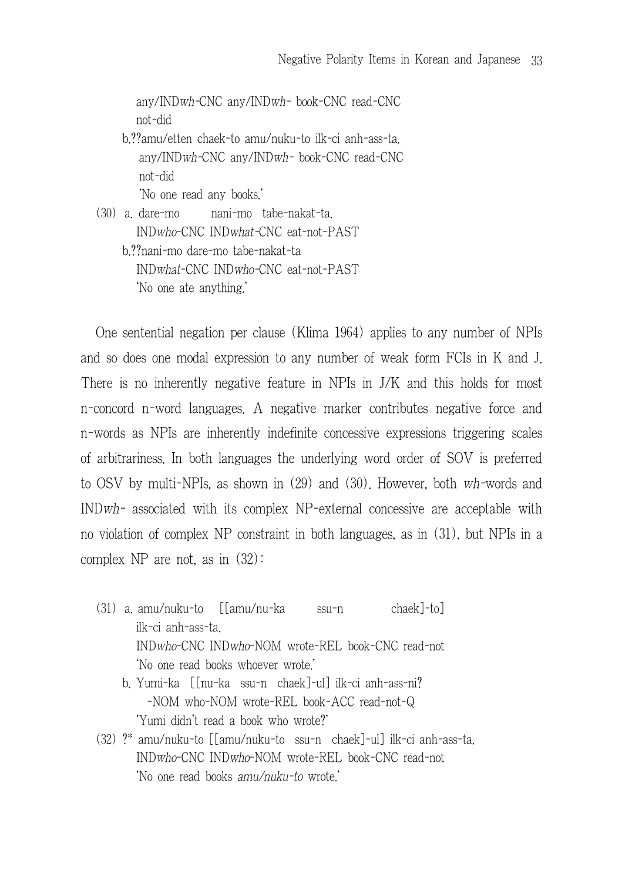any/IND*wh*-CNC any/IND*wh*- book-CNC read-CNC
not-did

b.??amu/etten chaek-to amu/nuku-to ilk-ci anh-ass-ta.
any/IND*wh*-CNC any/IND*wh*- book-CNC read-CNC
not-did
'No one read any books.'

(30) a. dare-mo nani-mo tabe-nakat-ta.
IND*who*-CNC IND*what*-CNC eat-not-PAST

b.??nani-mo dare-mo tabe-nakat-ta
IND*what*-CNC IND*who*-CNC eat-not-PAST
'No one ate anything.'

One sentential negation per clause (Klima 1964) applies to any number of NPIs and so does one modal expression to any number of weak form FCIs in K and J. There is no inherently negative feature in NPIs in J/K and this holds for most n-concord n-word languages. A negative marker contributes negative force and n-words as NPIs are inherently indefinite concessive expressions triggering scales of arbitrariness. In both languages the underlying word order of SOV is preferred to OSV by multi-NPIs, as shown in (29) and (30). However, both *wh*-words and IND*wh*- associated with its complex NP-external concessive are acceptable with no violation of complex NP constraint in both languages, as in (31), but NPIs in a complex NP are not, as in (32):

(31) a. amu/nuku-to [[amu/nu-ka ssu-n chaek]-to]
ilk-ci anh-ass-ta.
IND*who*-CNC IND*who*-NOM wrote-REL book-CNC read-not
'No one read books whoever wrote.'

b. Yumi-ka [[nu-ka ssu-n chaek]-ul] ilk-ci anh-ass-ni?
-NOM who-NOM wrote-REL book-ACC read-not-Q
'Yumi didn't read a book who wrote?'

(32) ?* amu/nuku-to [[amu/nuku-to ssu-n chaek]-ul] ilk-ci anh-ass-ta.
IND*who*-CNC IND*who*-NOM wrote-REL book-CNC read-not
'No one read books *amu/nuku-to* wrote.'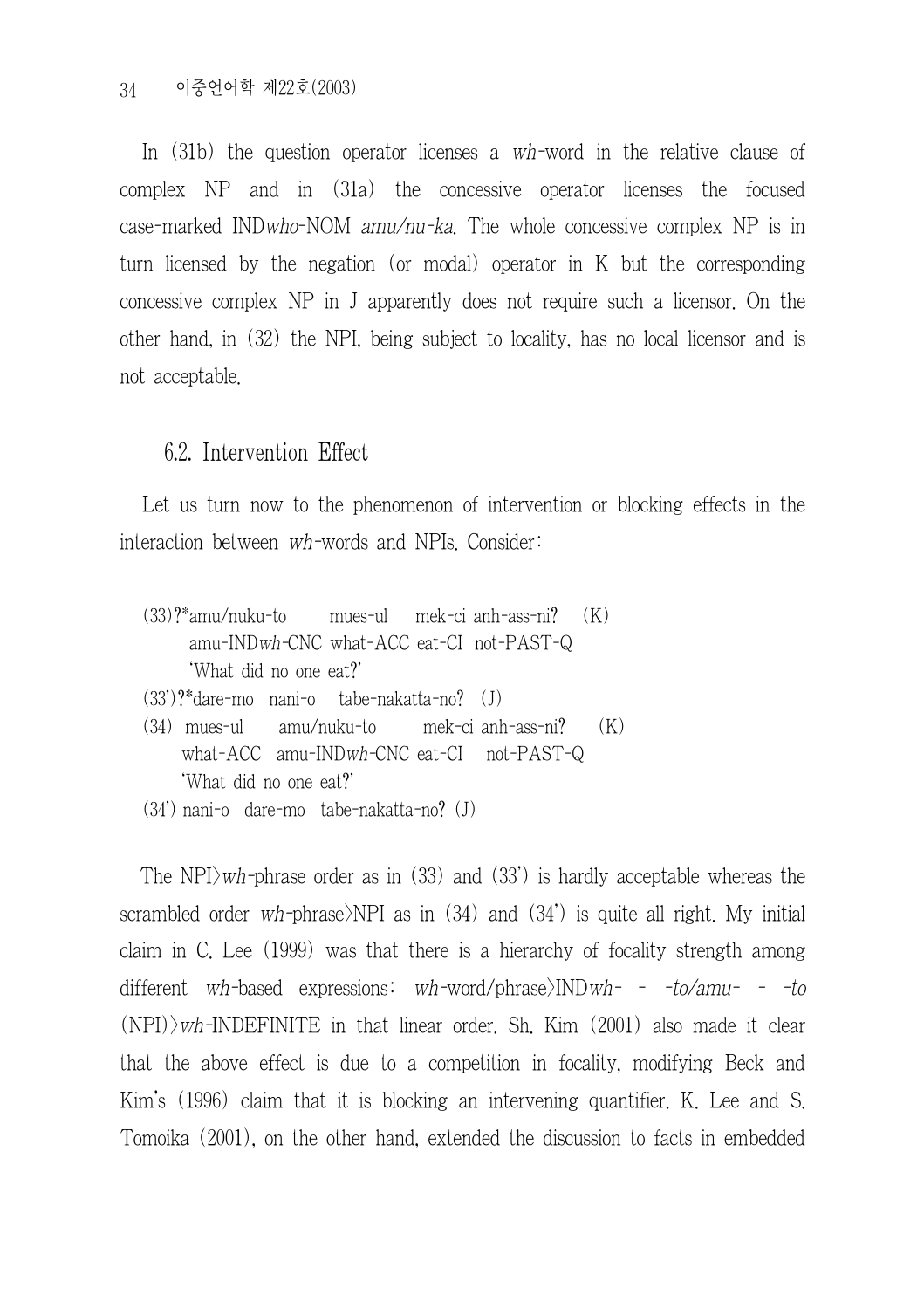In (31b) the question operator licenses a *wh*-word in the relative clause of complex NP and in (31a) the concessive operator licenses the focused case-marked IND*who*-NOM *amu/nu-ka*. The whole concessive complex NP is in turn licensed by the negation (or modal) operator in K but the corresponding concessive complex NP in J apparently does not require such a licensor. On the other hand, in (32) the NPI, being subject to locality, has no local licensor and is not acceptable.

## 6.2. Intervention Effect

Let us turn now to the phenomenon of intervention or blocking effects in the interaction between *wh*-words and NPIs. Consider:

(33)?*amu/nuku-to mues-ul mek-ci anh-ass-ni? (K)
amu-IND*wh*-CNC what-ACC eat-CI not-PAST-Q
'What did no one eat?'

(33')?*dare-mo nani-o tabe-nakatta-no? (J)

(34) mues-ul amu/nuku-to mek-ci anh-ass-ni? (K)
what-ACC amu-IND*wh*-CNC eat-CI not-PAST-Q
'What did no one eat?'

(34') nani-o dare-mo tabe-nakatta-no? (J)

The NPI>*wh*-phrase order as in (33) and (33') is hardly acceptable whereas the scrambled order *wh*-phrase>NPI as in (34) and (34') is quite all right. My initial claim in C. Lee (1999) was that there is a hierarchy of focality strength among different *wh*-based expressions: *wh*-word/phrase>IND*wh*- - *-to/amu-* - *-to* (NPI)>*wh*-INDEFINITE in that linear order. Sh. Kim (2001) also made it clear that the above effect is due to a competition in focality, modifying Beck and Kim's (1996) claim that it is blocking an intervening quantifier. K. Lee and S. Tomoika (2001), on the other hand, extended the discussion to facts in embedded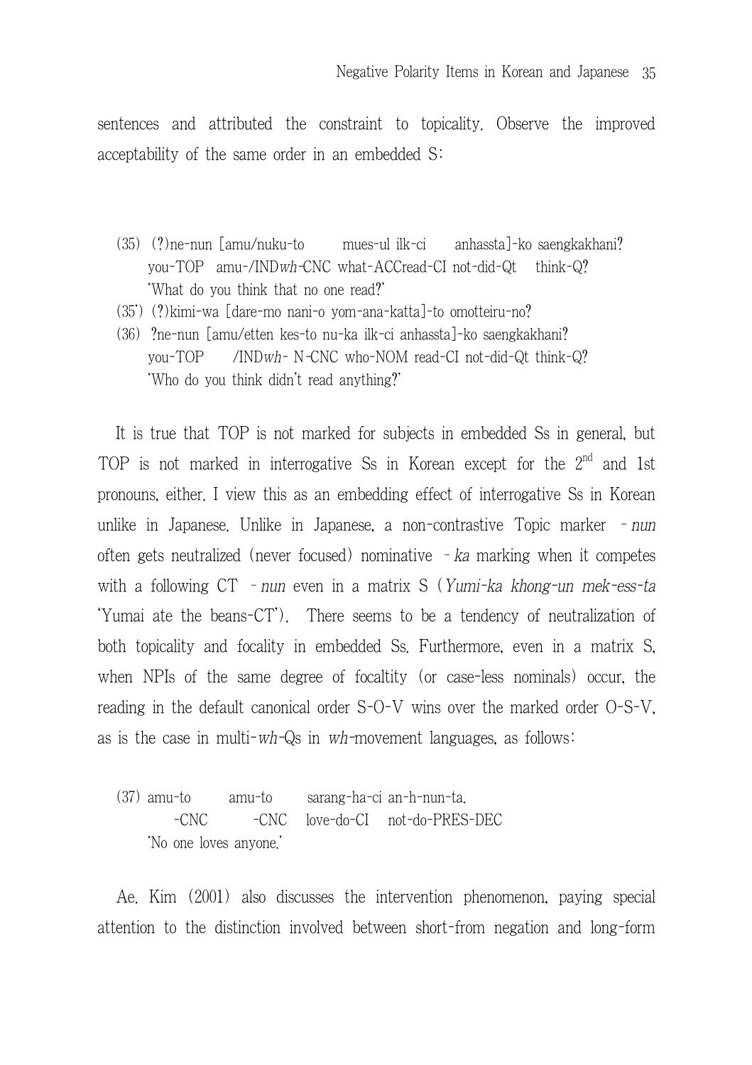sentences and attributed the constraint to topicality. Observe the improved acceptability of the same order in an embedded S:

(35) (?)ne-nun [amu/nuku-to mues-ul ilk-ci anhassta]-ko saengkakhani?
 you-TOP amu-/IND*wh*-CNC what-ACCread-CI not-did-Qt think-Q?
 'What do you think that no one read?'

(35') (?)kimi-wa [dare-mo nani-o yom-ana-katta]-to omotteiru-no?

(36) ?ne-nun [amu/etten kes-to nu-ka ilk-ci anhassta]-ko saengkakhani?
 you-TOP /IND*wh*- N-CNC who-NOM read-CI not-did-Qt think-Q?
 'Who do you think didn't read anything?'

It is true that TOP is not marked for subjects in embedded Ss in general, but TOP is not marked in interrogative Ss in Korean except for the 2nd and 1st pronouns, either. I view this as an embedding effect of interrogative Ss in Korean unlike in Japanese. Unlike in Japanese, a non-contrastive Topic marker –*nun* often gets neutralized (never focused) nominative –*ka* marking when it competes with a following CT –*nun* even in a matrix S (*Yumi-ka khong-un mek-ess-ta* 'Yumai ate the beans-CT'). There seems to be a tendency of neutralization of both topicality and focality in embedded Ss. Furthermore, even in a matrix S, when NPIs of the same degree of focaltity (or case-less nominals) occur, the reading in the default canonical order S-O-V wins over the marked order O-S-V, as is the case in multi-*wh*-Qs in *wh*-movement languages, as follows:

(37) amu-to amu-to sarang-ha-ci an-h-nun-ta.
 -CNC -CNC love-do-CI not-do-PRES-DEC
 'No one loves anyone.'

Ae. Kim (2001) also discusses the intervention phenomenon, paying special attention to the distinction involved between short-from negation and long-form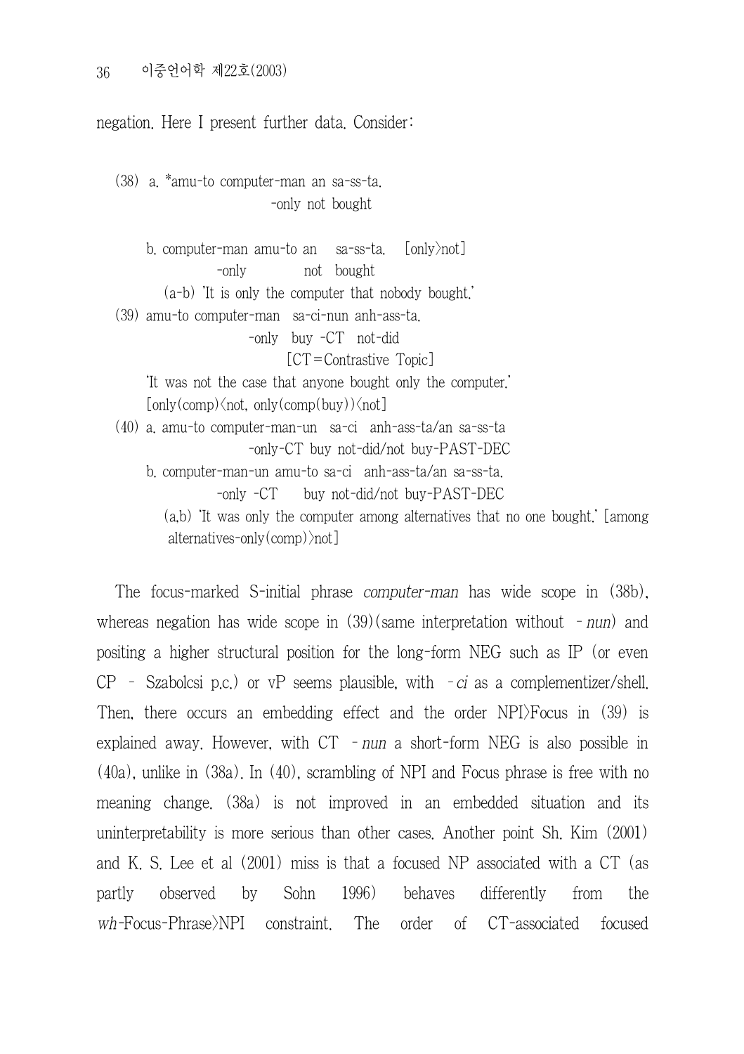negation. Here I present further data. Consider:

(38) a. *amu-to computer-man an sa-ss-ta.
                        -only not bought

     b. computer-man amu-to an sa-ss-ta.   [only>not]
                  -only        not bought
        (a-b) 'It is only the computer that nobody bought.'

(39) amu-to computer-man sa-ci-nun anh-ass-ta.
                        -only buy -CT not-did
                               [CT=Contrastive Topic]
     'It was not the case that anyone bought only the computer.'
     [only(comp)<not, only(comp(buy))<not]

(40) a. amu-to computer-man-un sa-ci anh-ass-ta/an sa-ss-ta
                        -only-CT buy not-did/not buy-PAST-DEC
     b. computer-man-un amu-to sa-ci anh-ass-ta/an sa-ss-ta.
                  -only -CT      buy not-did/not buy-PAST-DEC
        (a,b) 'It was only the computer among alternatives that no one bought.' [among alternatives-only(comp)>not]

The focus-marked S-initial phrase *computer-man* has wide scope in (38b), whereas negation has wide scope in (39)(same interpretation without *-nun*) and positing a higher structural position for the long-form NEG such as IP (or even CP - Szabolcsi p.c.) or vP seems plausible, with *-ci* as a complementizer/shell. Then, there occurs an embedding effect and the order NPI>Focus in (39) is explained away. However, with CT *-nun* a short-form NEG is also possible in (40a), unlike in (38a). In (40), scrambling of NPI and Focus phrase is free with no meaning change. (38a) is not improved in an embedded situation and its uninterpretability is more serious than other cases. Another point Sh. Kim (2001) and K. S. Lee et al (2001) miss is that a focused NP associated with a CT (as partly observed by Sohn 1996) behaves differently from the *wh*-Focus-Phrase>NPI constraint. The order of CT-associated focused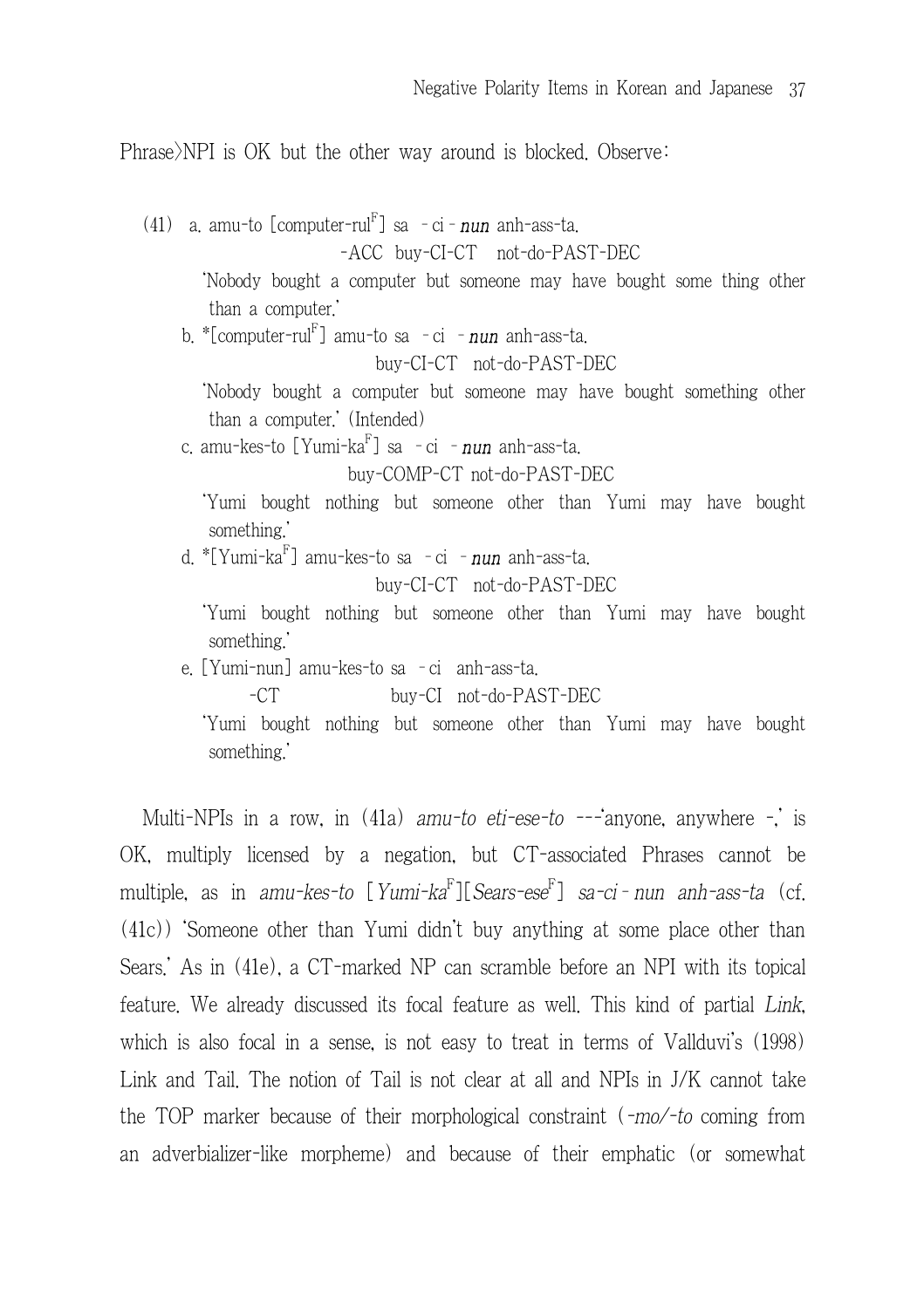Phrase>NPI is OK but the other way around is blocked. Observe:

(41) a. amu-to [computer-rul$^{F}$] sa -ci-***nun*** anh-ass-ta.
　　　　　　　　-ACC buy-CI-CT not-do-PAST-DEC
　'Nobody bought a computer but someone may have bought some thing other than a computer.'

b. *[computer-rul$^{F}$] amu-to sa -ci -***nun*** anh-ass-ta.
　　　　　　　　buy-CI-CT not-do-PAST-DEC
　'Nobody bought a computer but someone may have bought something other than a computer.' (Intended)

c. amu-kes-to [Yumi-ka$^{F}$] sa -ci -***nun*** anh-ass-ta.
　　　　　　　　buy-COMP-CT not-do-PAST-DEC
　'Yumi bought nothing but someone other than Yumi may have bought something.'

d. *[Yumi-ka$^{F}$] amu-kes-to sa -ci -***nun*** anh-ass-ta.
　　　　　　　　buy-CI-CT not-do-PAST-DEC
　'Yumi bought nothing but someone other than Yumi may have bought something.'

e. [Yumi-nun] amu-kes-to sa -ci anh-ass-ta.
　　-CT　　　　　buy-CI not-do-PAST-DEC
　'Yumi bought nothing but someone other than Yumi may have bought something.'

Multi-NPIs in a row, in (41a) *amu-to eti-ese-to* ---'anyone, anywhere -,' is OK, multiply licensed by a negation, but CT-associated Phrases cannot be multiple, as in *amu-kes-to* [*Yumi-ka*$^{F}$][*Sears-ese*$^{F}$] *sa-ci-nun anh-ass-ta* (cf. (41c)) 'Someone other than Yumi didn't buy anything at some place other than Sears.' As in (41e), a CT-marked NP can scramble before an NPI with its topical feature. We already discussed its focal feature as well. This kind of partial *Link*, which is also focal in a sense, is not easy to treat in terms of Vallduvi's (1998) Link and Tail. The notion of Tail is not clear at all and NPIs in J/K cannot take the TOP marker because of their morphological constraint (*-mo/-to* coming from an adverbializer-like morpheme) and because of their emphatic (or somewhat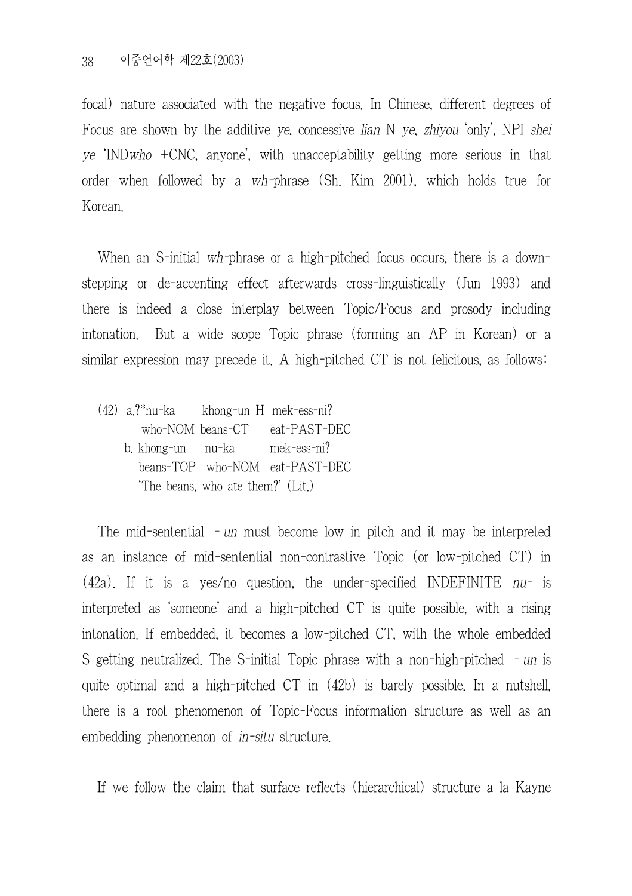focal) nature associated with the negative focus. In Chinese, different degrees of Focus are shown by the additive *ye*, concessive *lian* N *ye*, *zhiyou* 'only', NPI *shei ye* 'IND*who* +CNC, anyone', with unacceptability getting more serious in that order when followed by a *wh*-phrase (Sh. Kim 2001), which holds true for Korean.

When an S-initial *wh*-phrase or a high-pitched focus occurs, there is a down-stepping or de-accenting effect afterwards cross-linguistically (Jun 1993) and there is indeed a close interplay between Topic/Focus and prosody including intonation. But a wide scope Topic phrase (forming an AP in Korean) or a similar expression may precede it. A high-pitched CT is not felicitous, as follows:

(42) a.?*nu-ka khong-un H mek-ess-ni?
who-NOM beans-CT eat-PAST-DEC
b. khong-un nu-ka mek-ess-ni?
beans-TOP who-NOM eat-PAST-DEC
'The beans, who ate them?' (Lit.)

The mid-sentential –*un* must become low in pitch and it may be interpreted as an instance of mid-sentential non-contrastive Topic (or low-pitched CT) in (42a). If it is a yes/no question, the under-specified INDEFINITE *nu*- is interpreted as 'someone' and a high-pitched CT is quite possible, with a rising intonation. If embedded, it becomes a low-pitched CT, with the whole embedded S getting neutralized. The S-initial Topic phrase with a non-high-pitched –*un* is quite optimal and a high-pitched CT in (42b) is barely possible. In a nutshell, there is a root phenomenon of Topic-Focus information structure as well as an embedding phenomenon of *in-situ* structure.

If we follow the claim that surface reflects (hierarchical) structure a la Kayne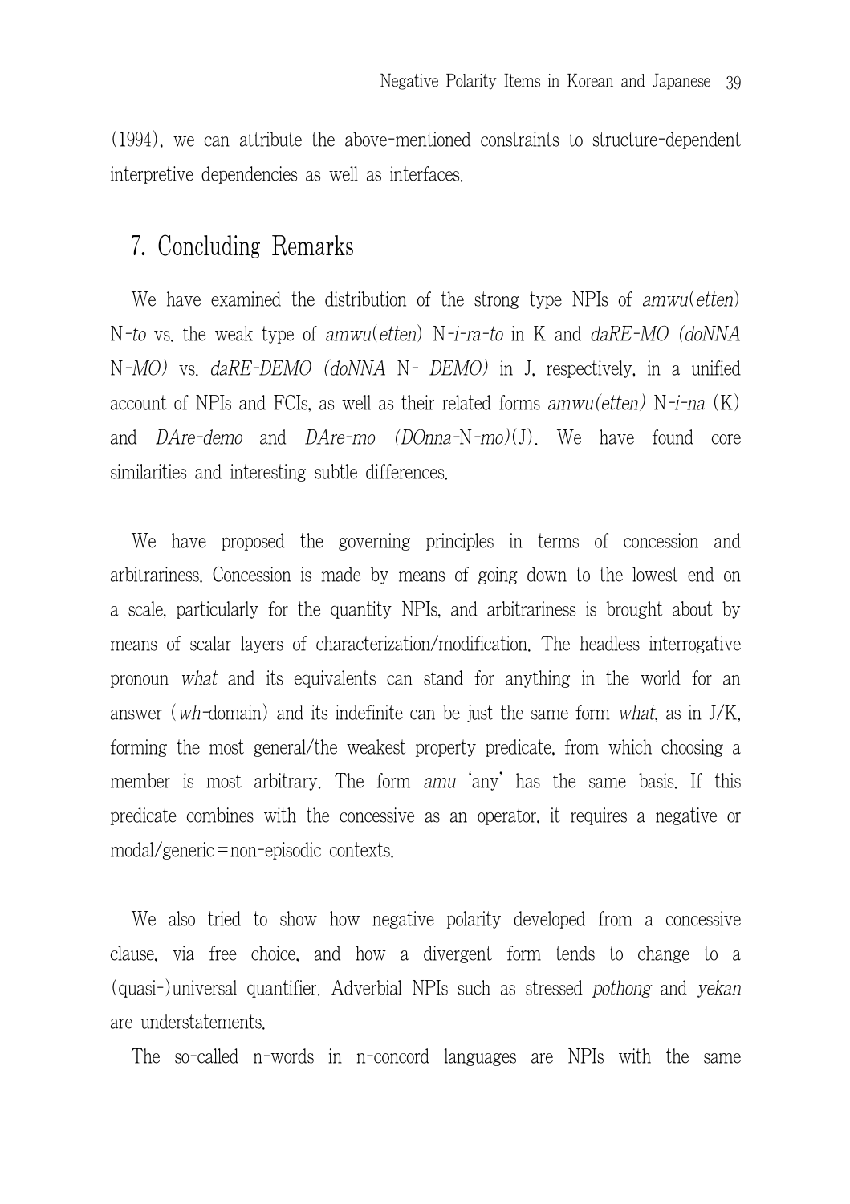(1994), we can attribute the above-mentioned constraints to structure-dependent interpretive dependencies as well as interfaces.

## 7. Concluding Remarks

We have examined the distribution of the strong type NPIs of *amwu(etten)* N-*to* vs. the weak type of *amwu(etten)* N-*i-ra-to* in K and *daRE-MO (doNNA* N-*MO)* vs. *daRE-DEMO (doNNA* N- *DEMO)* in J, respectively, in a unified account of NPIs and FCIs, as well as their related forms *amwu(etten)* N-*i-na* (K) and *DAre-demo* and *DAre-mo (DOnna*-N-*mo)*(J). We have found core similarities and interesting subtle differences.

We have proposed the governing principles in terms of concession and arbitrariness. Concession is made by means of going down to the lowest end on a scale, particularly for the quantity NPIs, and arbitrariness is brought about by means of scalar layers of characterization/modification. The headless interrogative pronoun *what* and its equivalents can stand for anything in the world for an answer (*wh*-domain) and its indefinite can be just the same form *what*, as in J/K, forming the most general/the weakest property predicate, from which choosing a member is most arbitrary. The form *amu* 'any' has the same basis. If this predicate combines with the concessive as an operator, it requires a negative or modal/generic=non-episodic contexts.

We also tried to show how negative polarity developed from a concessive clause, via free choice, and how a divergent form tends to change to a (quasi-)universal quantifier. Adverbial NPIs such as stressed *pothong* and *yekan* are understatements.

The so-called n-words in n-concord languages are NPIs with the same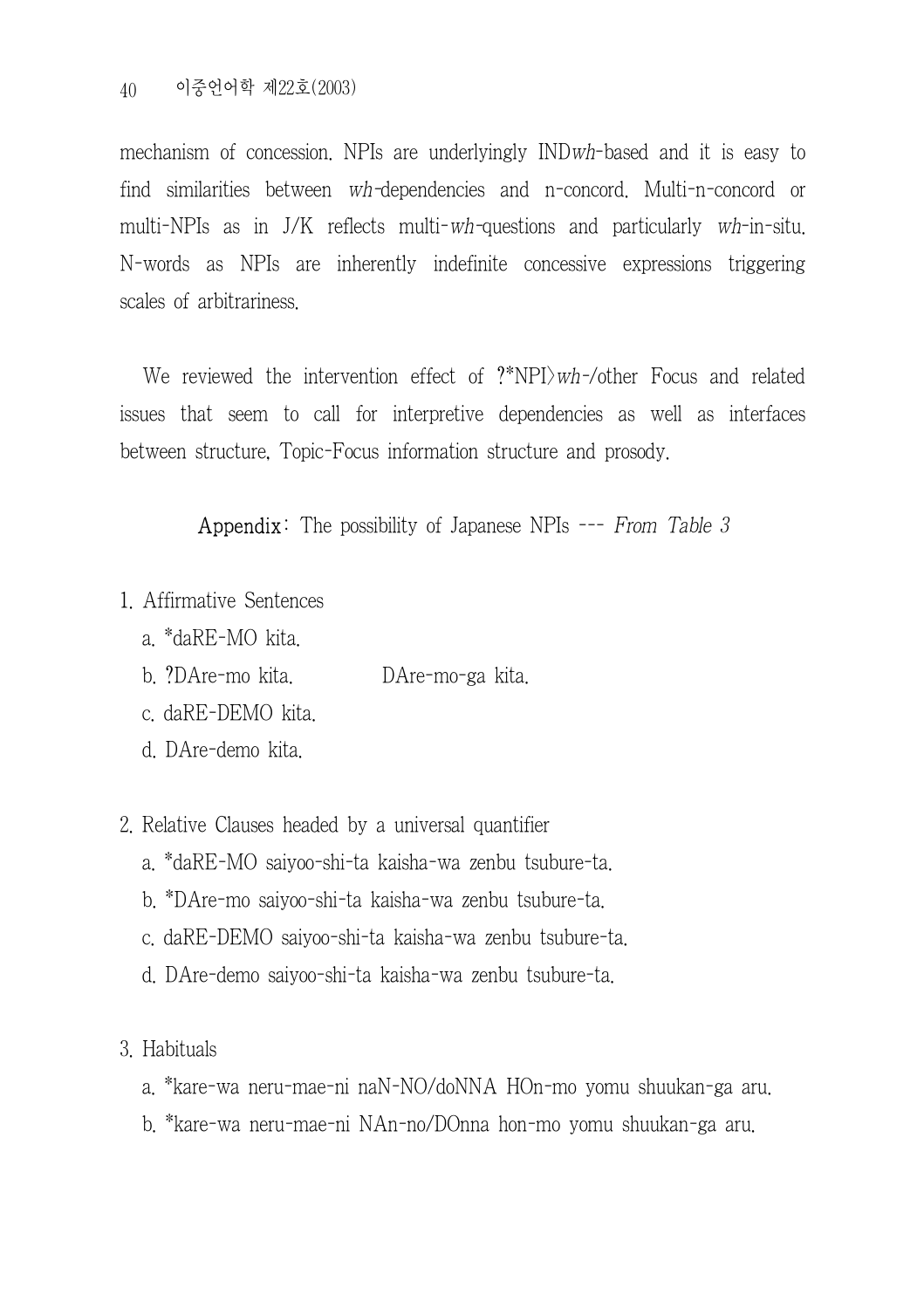mechanism of concession. NPIs are underlyingly IND*wh*-based and it is easy to find similarities between *wh*-dependencies and n-concord. Multi-n-concord or multi-NPIs as in J/K reflects multi-*wh*-questions and particularly *wh*-in-situ. N-words as NPIs are inherently indefinite concessive expressions triggering scales of arbitrariness.

We reviewed the intervention effect of ?*NPI>*wh*-/other Focus and related issues that seem to call for interpretive dependencies as well as interfaces between structure, Topic-Focus information structure and prosody.

**Appendix**: The possibility of Japanese NPIs --- *From Table 3*

1. Affirmative Sentences
   a. *daRE-MO kita.
   b. ?DAre-mo kita. DAre-mo-ga kita.
   c. daRE-DEMO kita.
   d. DAre-demo kita.

2. Relative Clauses headed by a universal quantifier
   a. *daRE-MO saiyoo-shi-ta kaisha-wa zenbu tsubure-ta.
   b. *DAre-mo saiyoo-shi-ta kaisha-wa zenbu tsubure-ta.
   c. daRE-DEMO saiyoo-shi-ta kaisha-wa zenbu tsubure-ta.
   d. DAre-demo saiyoo-shi-ta kaisha-wa zenbu tsubure-ta.

3. Habituals
   a. *kare-wa neru-mae-ni naN-NO/doNNA HOn-mo yomu shuukan-ga aru.
   b. *kare-wa neru-mae-ni NAn-no/DOnna hon-mo yomu shuukan-ga aru.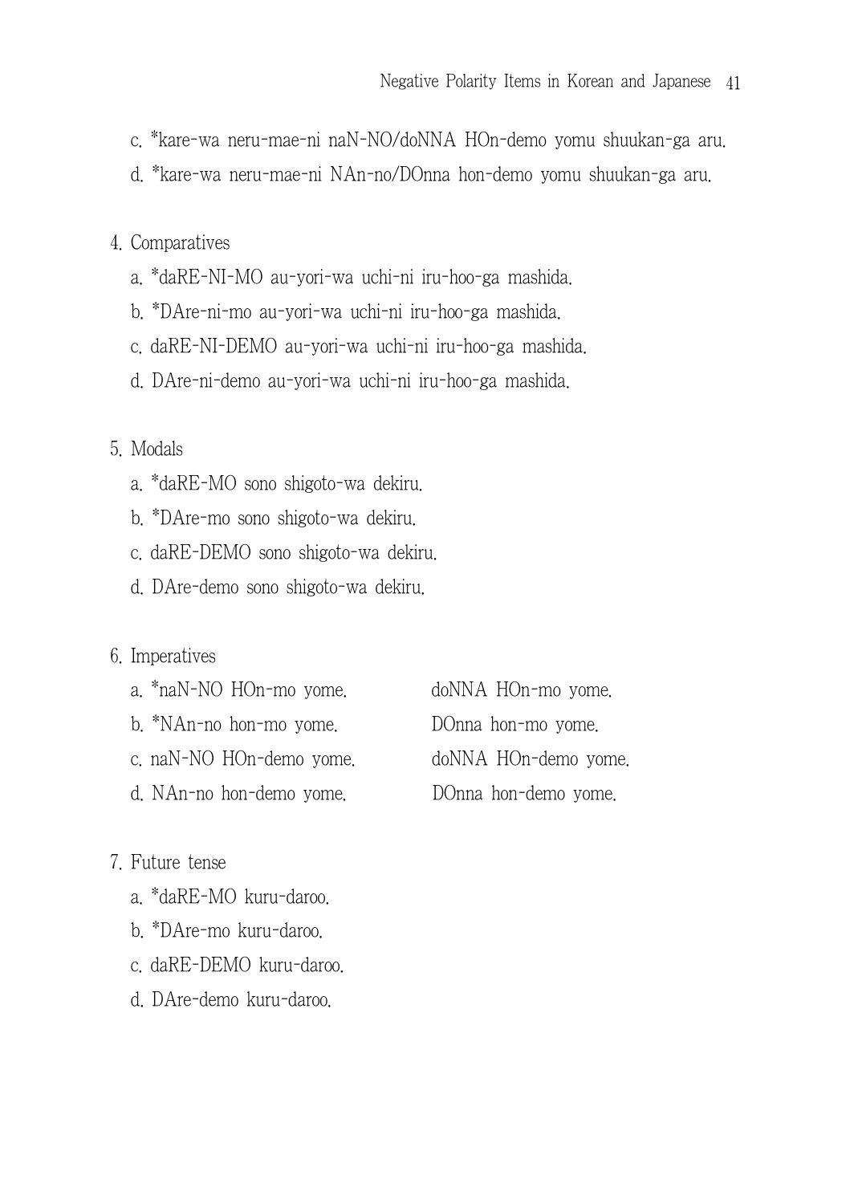c. *kare-wa neru-mae-ni naN-NO/doNNA HOn-demo yomu shuukan-ga aru.

d. *kare-wa neru-mae-ni NAn-no/DOnna hon-demo yomu shuukan-ga aru.

4. Comparatives

a. *daRE-NI-MO au-yori-wa uchi-ni iru-hoo-ga mashida.

b. *DAre-ni-mo au-yori-wa uchi-ni iru-hoo-ga mashida.

c. daRE-NI-DEMO au-yori-wa uchi-ni iru-hoo-ga mashida.

d. DAre-ni-demo au-yori-wa uchi-ni iru-hoo-ga mashida.

5. Modals

a. *daRE-MO sono shigoto-wa dekiru.

b. *DAre-mo sono shigoto-wa dekiru.

c. daRE-DEMO sono shigoto-wa dekiru.

d. DAre-demo sono shigoto-wa dekiru.

6. Imperatives

a. *naN-NO HOn-mo yome. doNNA HOn-mo yome.

b. *NAn-no hon-mo yome. DOnna hon-mo yome.

c. naN-NO HOn-demo yome. doNNA HOn-demo yome.

d. NAn-no hon-demo yome. DOnna hon-demo yome.

7. Future tense

a. *daRE-MO kuru-daroo.

b. *DAre-mo kuru-daroo.

c. daRE-DEMO kuru-daroo.

d. DAre-demo kuru-daroo.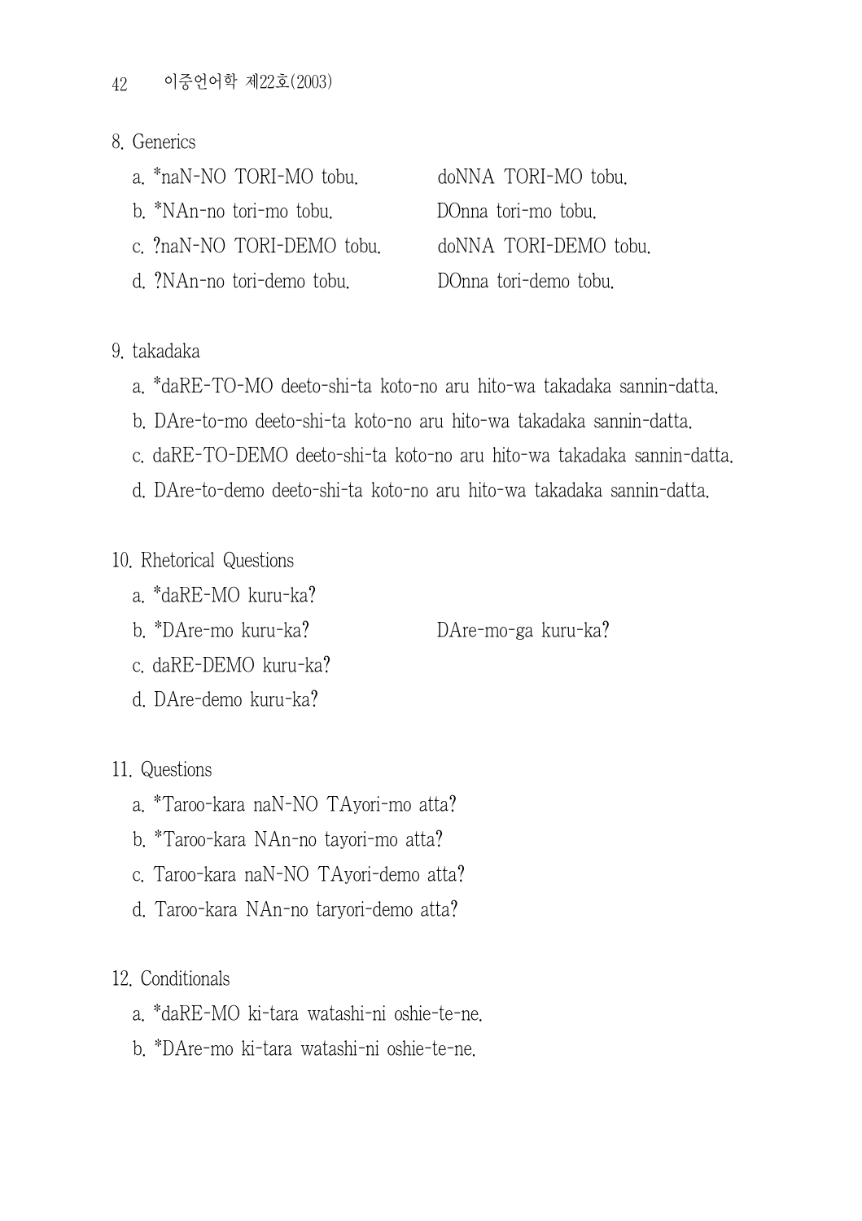8. Generics

   a. *naN-NO TORI-MO tobu. doNNA TORI-MO tobu.
   
   b. *NAn-no tori-mo tobu. DOnna tori-mo tobu.
   
   c. ?naN-NO TORI-DEMO tobu. doNNA TORI-DEMO tobu.
   
   d. ?NAn-no tori-demo tobu. DOnna tori-demo tobu.

9. takadaka

   a. *daRE-TO-MO deeto-shi-ta koto-no aru hito-wa takadaka sannin-datta.
   
   b. DAre-to-mo deeto-shi-ta koto-no aru hito-wa takadaka sannin-datta.
   
   c. daRE-TO-DEMO deeto-shi-ta koto-no aru hito-wa takadaka sannin-datta.
   
   d. DAre-to-demo deeto-shi-ta koto-no aru hito-wa takadaka sannin-datta.

10. Rhetorical Questions

   a. *daRE-MO kuru-ka?
   
   b. *DAre-mo kuru-ka? DAre-mo-ga kuru-ka?
   
   c. daRE-DEMO kuru-ka?
   
   d. DAre-demo kuru-ka?

11. Questions

   a. *Taroo-kara naN-NO TAyori-mo atta?
   
   b. *Taroo-kara NAn-no tayori-mo atta?
   
   c. Taroo-kara naN-NO TAyori-demo atta?
   
   d. Taroo-kara NAn-no taryori-demo atta?

12. Conditionals

   a. *daRE-MO ki-tara watashi-ni oshie-te-ne.
   
   b. *DAre-mo ki-tara watashi-ni oshie-te-ne.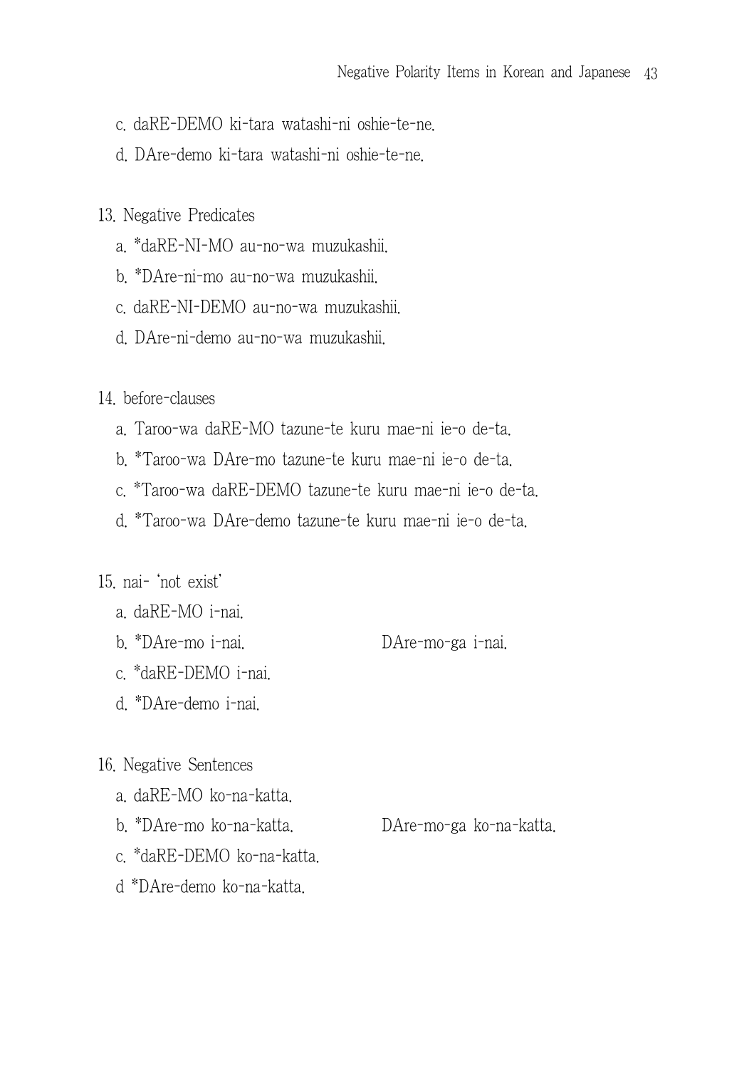c. daRE-DEMO ki-tara watashi-ni oshie-te-ne.

d. DAre-demo ki-tara watashi-ni oshie-te-ne.

13. Negative Predicates

a. *daRE-NI-MO au-no-wa muzukashii.

b. *DAre-ni-mo au-no-wa muzukashii.

c. daRE-NI-DEMO au-no-wa muzukashii.

d. DAre-ni-demo au-no-wa muzukashii.

14. before-clauses

a. Taroo-wa daRE-MO tazune-te kuru mae-ni ie-o de-ta.

b. *Taroo-wa DAre-mo tazune-te kuru mae-ni ie-o de-ta.

c. *Taroo-wa daRE-DEMO tazune-te kuru mae-ni ie-o de-ta.

d. *Taroo-wa DAre-demo tazune-te kuru mae-ni ie-o de-ta.

15. nai- 'not exist'

a. daRE-MO i-nai.

b. *DAre-mo i-nai. DAre-mo-ga i-nai.

c. *daRE-DEMO i-nai.

d. *DAre-demo i-nai.

16. Negative Sentences

a. daRE-MO ko-na-katta.

b. *DAre-mo ko-na-katta. DAre-mo-ga ko-na-katta.

c. *daRE-DEMO ko-na-katta.

d *DAre-demo ko-na-katta.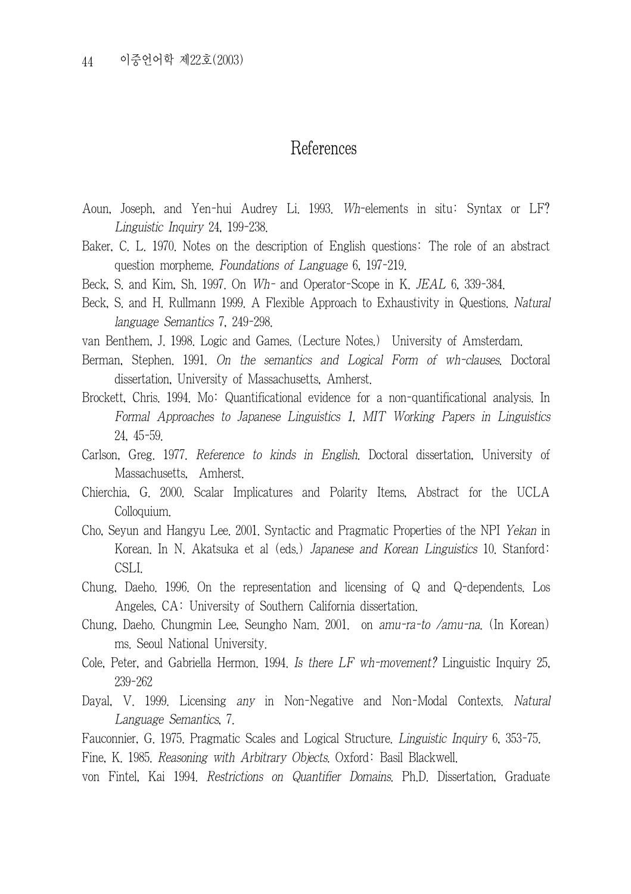## References

Aoun, Joseph, and Yen-hui Audrey Li. 1993. *Wh*-elements in situ: Syntax or LF? *Linguistic Inquiry* 24, 199-238.

Baker, C. L. 1970. Notes on the description of English questions: The role of an abstract question morpheme. *Foundations of Language* 6, 197-219.

Beck, S. and Kim, Sh. 1997. On *Wh-* and Operator-Scope in K. *JEAL* 6, 339-384.

Beck, S. and H. Rullmann 1999. A Flexible Approach to Exhaustivity in Questions. *Natural language Semantics* 7, 249-298.

van Benthem, J. 1998. Logic and Games. (Lecture Notes.) University of Amsterdam.

Berman, Stephen. 1991. *On the semantics and Logical Form of wh-clauses*. Doctoral dissertation, University of Massachusetts, Amherst.

Brockett, Chris. 1994. Mo: Quantificational evidence for a non-quantificational analysis. In *Formal Approaches to Japanese Linguistics 1, MIT Working Papers in Linguistics* 24, 45-59.

Carlson, Greg. 1977. *Reference to kinds in English*. Doctoral dissertation, University of Massachusetts, Amherst.

Chierchia, G. 2000. Scalar Implicatures and Polarity Items, Abstract for the UCLA Colloquium.

Cho, Seyun and Hangyu Lee. 2001. Syntactic and Pragmatic Properties of the NPI *Yekan* in Korean. In N. Akatsuka et al (eds.) *Japanese and Korean Linguistics* 10. Stanford: CSLI.

Chung, Daeho. 1996. On the representation and licensing of Q and Q-dependents. Los Angeles, CA: University of Southern California dissertation.

Chung, Daeho. Chungmin Lee, Seungho Nam. 2001. on *amu-ra-to /amu-na*. (In Korean) ms. Seoul National University.

Cole, Peter, and Gabriella Hermon. 1994. *Is there LF wh-movement?* Linguistic Inquiry 25, 239-262

Dayal, V. 1999. Licensing *any* in Non-Negative and Non-Modal Contexts. *Natural Language Semantics*, 7.

Fauconnier, G. 1975. Pragmatic Scales and Logical Structure. *Linguistic Inquiry* 6, 353-75.

Fine, K. 1985. *Reasoning with Arbitrary Objects*. Oxford: Basil Blackwell.

von Fintel, Kai 1994. *Restrictions on Quantifier Domains*. Ph.D. Dissertation, Graduate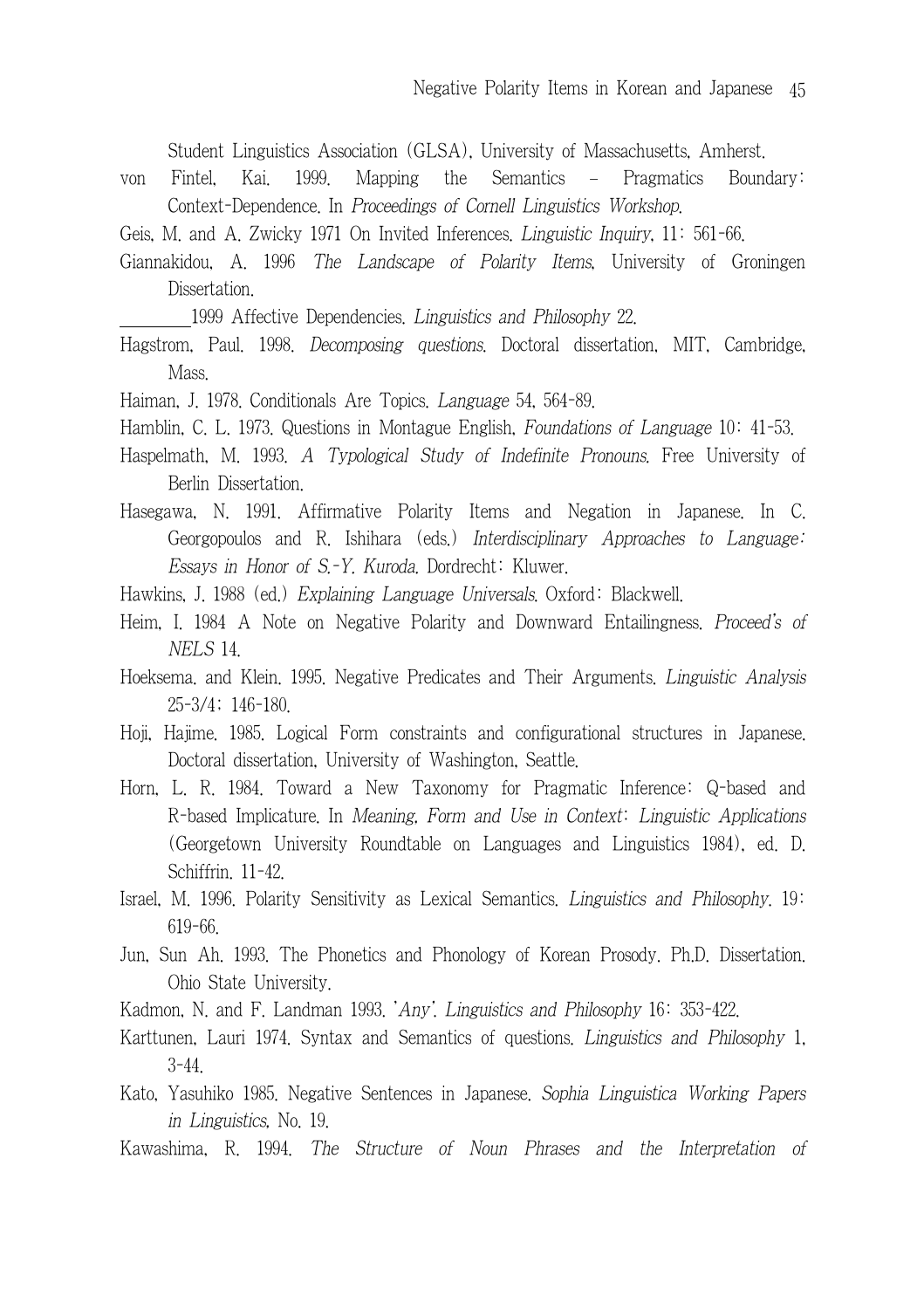Student Linguistics Association (GLSA), University of Massachusetts, Amherst.

von Fintel, Kai. 1999. Mapping the Semantics – Pragmatics Boundary: Context-Dependence. In *Proceedings of Cornell Linguistics Workshop*.

Geis, M. and A. Zwicky 1971 On Invited Inferences. *Linguistic Inquiry*, 11: 561-66.

Giannakidou, A. 1996 *The Landscape of Polarity Items*, University of Groningen Dissertation.

________1999 Affective Dependencies. *Linguistics and Philosophy* 22.

Hagstrom, Paul. 1998. *Decomposing questions*. Doctoral dissertation, MIT, Cambridge, Mass.

Haiman, J. 1978. Conditionals Are Topics. *Language* 54, 564-89.

Hamblin, C. L. 1973. Questions in Montague English, *Foundations of Language* 10: 41-53.

Haspelmath, M. 1993. *A Typological Study of Indefinite Pronouns*. Free University of Berlin Dissertation.

Hasegawa, N. 1991. Affirmative Polarity Items and Negation in Japanese. In C. Georgopoulos and R. Ishihara (eds.) *Interdisciplinary Approaches to Language: Essays in Honor of S.-Y. Kuroda*. Dordrecht: Kluwer.

Hawkins, J. 1988 (ed.) *Explaining Language Universals*. Oxford: Blackwell.

Heim, I. 1984 A Note on Negative Polarity and Downward Entailingness. *Proceed's of NELS* 14.

Hoeksema, and Klein, 1995. Negative Predicates and Their Arguments. *Linguistic Analysis* 25-3/4: 146-180.

Hoji, Hajime. 1985. Logical Form constraints and configurational structures in Japanese. Doctoral dissertation, University of Washington, Seattle.

Horn, L. R. 1984. Toward a New Taxonomy for Pragmatic Inference: Q-based and R-based Implicature. In *Meaning, Form and Use in Context: Linguistic Applications* (Georgetown University Roundtable on Languages and Linguistics 1984), ed. D. Schiffrin. 11-42.

Israel, M. 1996. Polarity Sensitivity as Lexical Semantics. *Linguistics and Philosophy*. 19: 619-66.

Jun, Sun Ah. 1993. The Phonetics and Phonology of Korean Prosody. Ph.D. Dissertation. Ohio State University.

Kadmon, N. and F. Landman 1993. '*Any*'. *Linguistics and Philosophy* 16: 353-422.

Karttunen, Lauri 1974. Syntax and Semantics of questions. *Linguistics and Philosophy* 1, 3-44.

Kato, Yasuhiko 1985. Negative Sentences in Japanese. *Sophia Linguistica Working Papers in Linguistics*, No. 19.

Kawashima, R. 1994. *The Structure of Noun Phrases and the Interpretation of*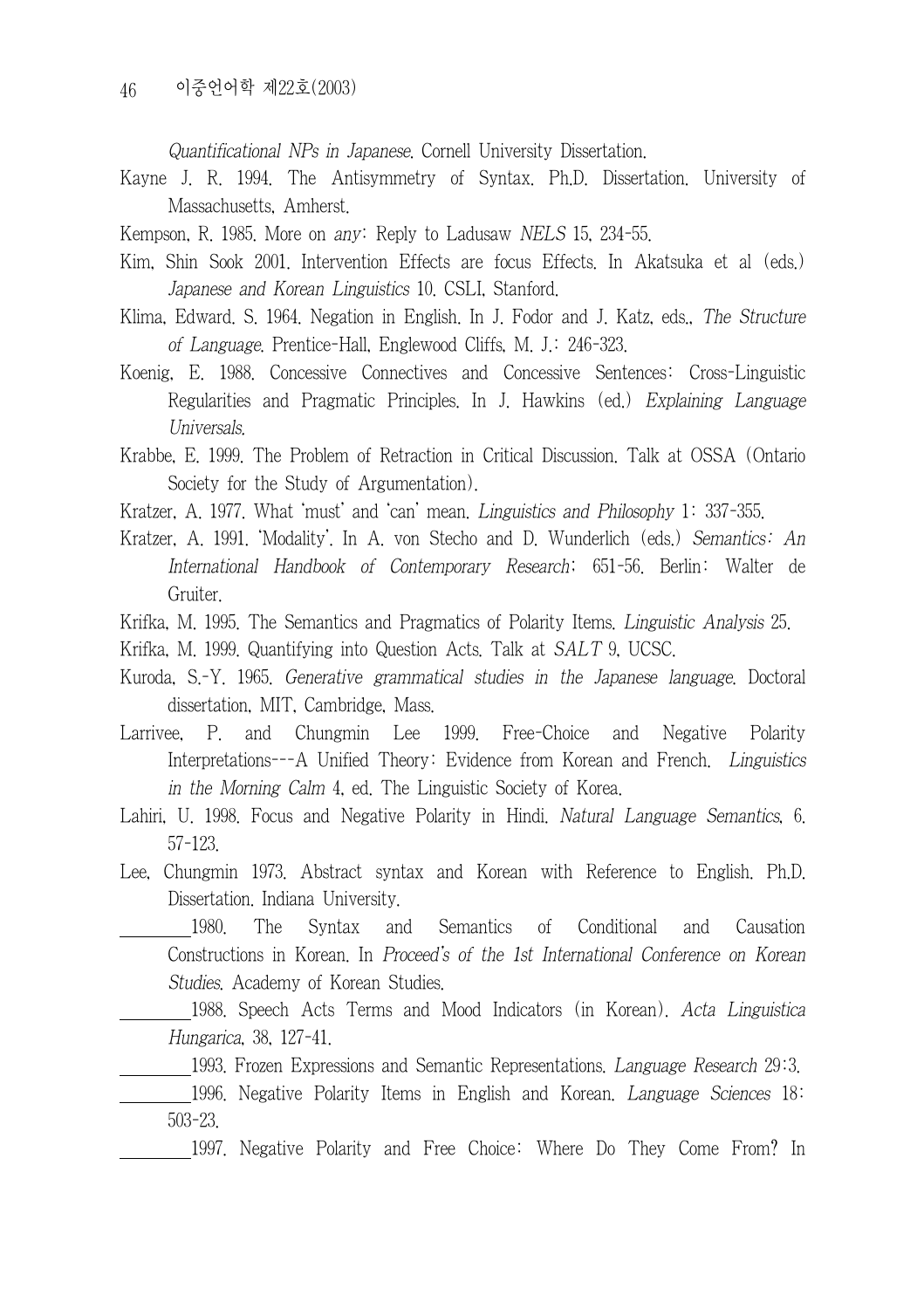*Quantificational NPs in Japanese*. Cornell University Dissertation.

Kayne J. R. 1994. The Antisymmetry of Syntax. Ph.D. Dissertation. University of Massachusetts, Amherst.

Kempson, R. 1985. More on *any*: Reply to Ladusaw *NELS* 15, 234-55.

Kim, Shin Sook 2001. Intervention Effects are focus Effects. In Akatsuka et al (eds.) *Japanese and Korean Linguistics* 10. CSLI, Stanford.

Klima, Edward. S. 1964. Negation in English. In J. Fodor and J. Katz, eds., *The Structure of Language*. Prentice-Hall, Englewood Cliffs, M. J.: 246-323.

Koenig, E. 1988. Concessive Connectives and Concessive Sentences: Cross-Linguistic Regularities and Pragmatic Principles. In J. Hawkins (ed.) *Explaining Language Universals*.

Krabbe, E. 1999. The Problem of Retraction in Critical Discussion. Talk at OSSA (Ontario Society for the Study of Argumentation).

Kratzer, A. 1977. What 'must' and 'can' mean. *Linguistics and Philosophy* 1: 337-355.

Kratzer, A. 1991. 'Modality'. In A. von Stecho and D. Wunderlich (eds.) *Semantics: An International Handbook of Contemporary Research*: 651-56. Berlin: Walter de Gruiter.

Krifka, M. 1995. The Semantics and Pragmatics of Polarity Items. *Linguistic Analysis* 25.

Krifka, M. 1999. Quantifying into Question Acts. Talk at *SALT* 9, UCSC.

Kuroda, S.-Y. 1965. *Generative grammatical studies in the Japanese language*. Doctoral dissertation, MIT, Cambridge, Mass.

Larrivee, P. and Chungmin Lee 1999. Free-Choice and Negative Polarity Interpretations---A Unified Theory: Evidence from Korean and French. *Linguistics in the Morning Calm* 4, ed. The Linguistic Society of Korea.

Lahiri, U. 1998. Focus and Negative Polarity in Hindi. *Natural Language Semantics*, 6. 57-123.

Lee, Chungmin 1973. Abstract syntax and Korean with Reference to English. Ph.D. Dissertation. Indiana University.

\_\_\_\_\_\_\_\_ 1980. The Syntax and Semantics of Conditional and Causation Constructions in Korean. In *Proceed's of the 1st International Conference on Korean Studies*. Academy of Korean Studies.

\_\_\_\_\_\_\_\_ 1988. Speech Acts Terms and Mood Indicators (in Korean). *Acta Linguistica Hungarica*, 38, 127-41.

\_\_\_\_\_\_\_\_ 1993. Frozen Expressions and Semantic Representations. *Language Research* 29:3.

\_\_\_\_\_\_\_\_ 1996. Negative Polarity Items in English and Korean. *Language Sciences* 18: 503-23.

\_\_\_\_\_\_\_\_ 1997. Negative Polarity and Free Choice: Where Do They Come From? In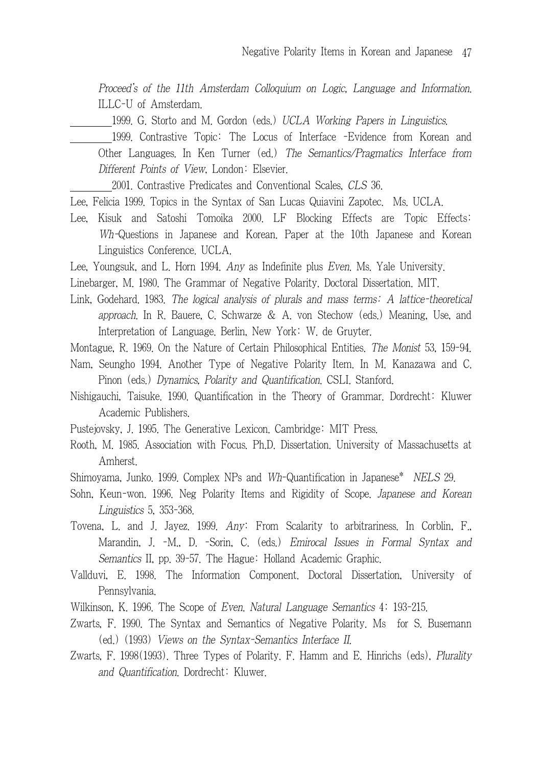*Proceed's of the 11th Amsterdam Colloquium on Logic, Language and Information*. ILLC-U of Amsterdam.

\_\_\_\_\_\_\_\_1999. G. Storto and M. Gordon (eds.) *UCLA Working Papers in Linguistics*.

\_\_\_\_\_\_\_\_1999. Contrastive Topic: The Locus of Interface -Evidence from Korean and Other Languages. In Ken Turner (ed.) *The Semantics/Pragmatics Interface from Different Points of View*. London: Elsevier.

\_\_\_\_\_\_\_\_2001. Contrastive Predicates and Conventional Scales. *CLS* 36.

Lee, Felicia 1999. Topics in the Syntax of San Lucas Quiavini Zapotec. Ms. UCLA.

Lee, Kisuk and Satoshi Tomoika 2000. LF Blocking Effects are Topic Effects: *Wh*-Questions in Japanese and Korean. Paper at the 10th Japanese and Korean Linguistics Conference. UCLA.

Lee, Youngsuk, and L. Horn 1994. *Any* as Indefinite plus *Even*. Ms. Yale University.

Linebarger, M. 1980. The Grammar of Negative Polarity. Doctoral Dissertation. MIT.

Link, Godehard. 1983. *The logical analysis of plurals and mass terms: A lattice-theoretical approach*. In R. Bauere, C. Schwarze & A. von Stechow (eds.) Meaning, Use, and Interpretation of Language. Berlin, New York: W. de Gruyter.

Montague, R. 1969. On the Nature of Certain Philosophical Entities. *The Monist* 53, 159-94.

Nam, Seungho 1994. Another Type of Negative Polarity Item. In M. Kanazawa and C. Pinon (eds.) *Dynamics, Polarity and Quantification*. CSLI. Stanford.

Nishigauchi, Taisuke. 1990. Quantification in the Theory of Grammar. Dordrecht: Kluwer Academic Publishers.

Pustejovsky, J. 1995. The Generative Lexicon. Cambridge: MIT Press.

Rooth, M. 1985. Association with Focus. Ph.D. Dissertation. University of Massachusetts at Amherst.

Shimoyama, Junko. 1999. Complex NPs and *Wh*-Quantification in Japanese* *NELS* 29.

Sohn, Keun-won. 1996. Neg Polarity Items and Rigidity of Scope. *Japanese and Korean Linguistics* 5, 353-368.

Tovena, L. and J. Jayez. 1999. *Any*: From Scalarity to arbitrariness. In Corblin, F., Marandin, J. -M., D. -Sorin, C. (eds.) *Emirocal Issues in Formal Syntax and Semantics* II, pp. 39-57. The Hague: Holland Academic Graphic.

Vallduvi, E. 1998. The Information Component. Doctoral Dissertation, University of Pennsylvania.

Wilkinson, K. 1996. The Scope of *Even*. *Natural Language Semantics* 4: 193-215.

Zwarts, F. 1990. The Syntax and Semantics of Negative Polarity. Ms for S. Busemann (ed.) (1993) *Views on the Syntax-Semantics Interface II*.

Zwarts, F. 1998(1993). Three Types of Polarity. F. Hamm and E. Hinrichs (eds), *Plurality and Quantification*. Dordrecht: Kluwer.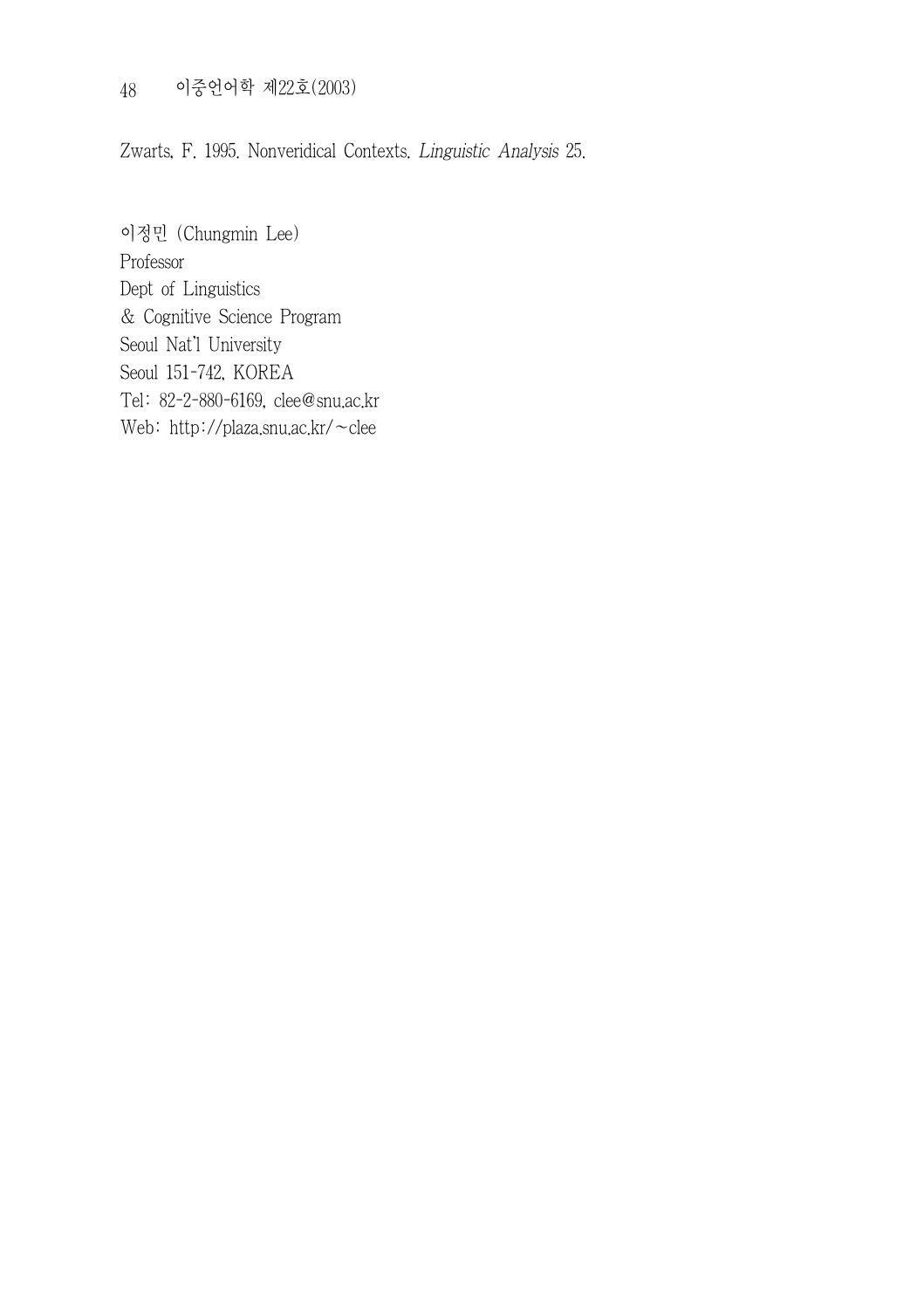Zwarts, F. 1995. Nonveridical Contexts. *Linguistic Analysis* 25.

이정민 (Chungmin Lee)
Professor
Dept of Linguistics
& Cognitive Science Program
Seoul Nat'l University
Seoul 151-742, KOREA
Tel: 82-2-880-6169, clee@snu.ac.kr
Web: http://plaza.snu.ac.kr/~clee